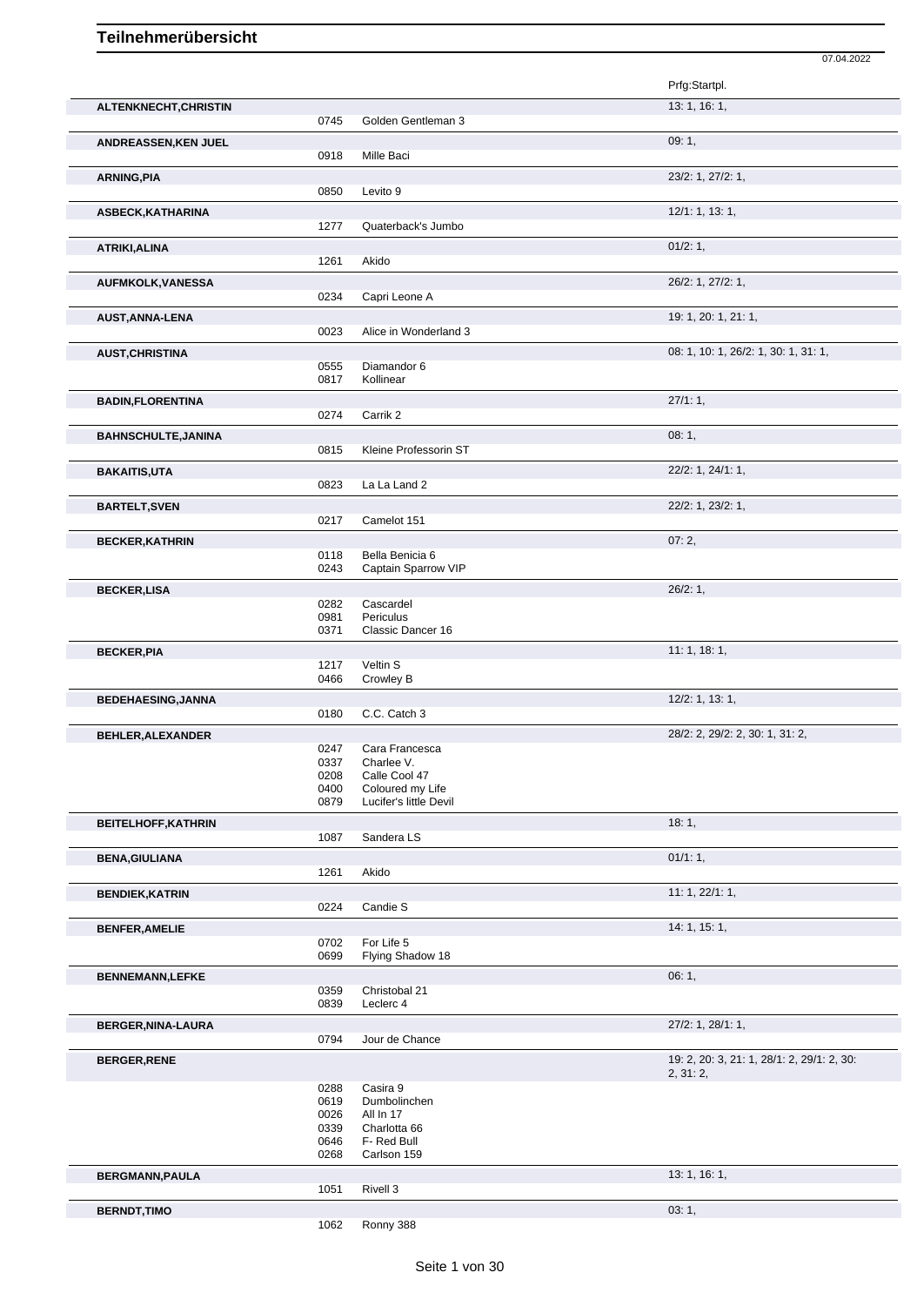# Teilnehmerübersicht

07.04.2022

| Teilnehmer | Nr. | Pferd | Prfg:Startpl. |
|---|---|---|---|
| **ALTENKNECHT,CHRISTIN** | | | 13: 1, 16: 1, |
| | 0745 | Golden Gentleman 3 | |
| **ANDREASSEN,KEN JUEL** | | | 09: 1, |
| | 0918 | Mille Baci | |
| **ARNING,PIA** | | | 23/2: 1, 27/2: 1, |
| | 0850 | Levito 9 | |
| **ASBECK,KATHARINA** | | | 12/1: 1, 13: 1, |
| | 1277 | Quaterback's Jumbo | |
| **ATRIKI,ALINA** | | | 01/2: 1, |
| | 1261 | Akido | |
| **AUFMKOLK,VANESSA** | | | 26/2: 1, 27/2: 1, |
| | 0234 | Capri Leone A | |
| **AUST,ANNA-LENA** | | | 19: 1, 20: 1, 21: 1, |
| | 0023 | Alice in Wonderland 3 | |
| **AUST,CHRISTINA** | | | 08: 1, 10: 1, 26/2: 1, 30: 1, 31: 1, |
| | 0555 | Diamandor 6 | |
| | 0817 | Kollinear | |
| **BADIN,FLORENTINA** | | | 27/1: 1, |
| | 0274 | Carrik 2 | |
| **BAHNSCHULTE,JANINA** | | | 08: 1, |
| | 0815 | Kleine Professorin ST | |
| **BAKAITIS,UTA** | | | 22/2: 1, 24/1: 1, |
| | 0823 | La La Land 2 | |
| **BARTELT,SVEN** | | | 22/2: 1, 23/2: 1, |
| | 0217 | Camelot 151 | |
| **BECKER,KATHRIN** | | | 07: 2, |
| | 0118 | Bella Benicia 6 | |
| | 0243 | Captain Sparrow VIP | |
| **BECKER,LISA** | | | 26/2: 1, |
| | 0282 | Cascardel | |
| | 0981 | Periculus | |
| | 0371 | Classic Dancer 16 | |
| **BECKER,PIA** | | | 11: 1, 18: 1, |
| | 1217 | Veltin S | |
| | 0466 | Crowley B | |
| **BEDEHAESING,JANNA** | | | 12/2: 1, 13: 1, |
| | 0180 | C.C. Catch 3 | |
| **BEHLER,ALEXANDER** | | | 28/2: 2, 29/2: 2, 30: 1, 31: 2, |
| | 0247 | Cara Francesca | |
| | 0337 | Charlee V. | |
| | 0208 | Calle Cool 47 | |
| | 0400 | Coloured my Life | |
| | 0879 | Lucifer's little Devil | |
| **BEITELHOFF,KATHRIN** | | | 18: 1, |
| | 1087 | Sandera LS | |
| **BENA,GIULIANA** | | | 01/1: 1, |
| | 1261 | Akido | |
| **BENDIEK,KATRIN** | | | 11: 1, 22/1: 1, |
| | 0224 | Candie S | |
| **BENFER,AMELIE** | | | 14: 1, 15: 1, |
| | 0702 | For Life 5 | |
| | 0699 | Flying Shadow 18 | |
| **BENNEMANN,LEFKE** | | | 06: 1, |
| | 0359 | Christobal 21 | |
| | 0839 | Leclerc 4 | |
| **BERGER,NINA-LAURA** | | | 27/2: 1, 28/1: 1, |
| | 0794 | Jour de Chance | |
| **BERGER,RENE** | | | 19: 2, 20: 3, 21: 1, 28/1: 2, 29/1: 2, 30: 2, 31: 2, |
| | 0288 | Casira 9 | |
| | 0619 | Dumbolinchen | |
| | 0026 | All In 17 | |
| | 0339 | Charlotta 66 | |
| | 0646 | F- Red Bull | |
| | 0268 | Carlson 159 | |
| **BERGMANN,PAULA** | | | 13: 1, 16: 1, |
| | 1051 | Rivell 3 | |
| **BERNDT,TIMO** | | | 03: 1, |
| | 1062 | Ronny 388 | |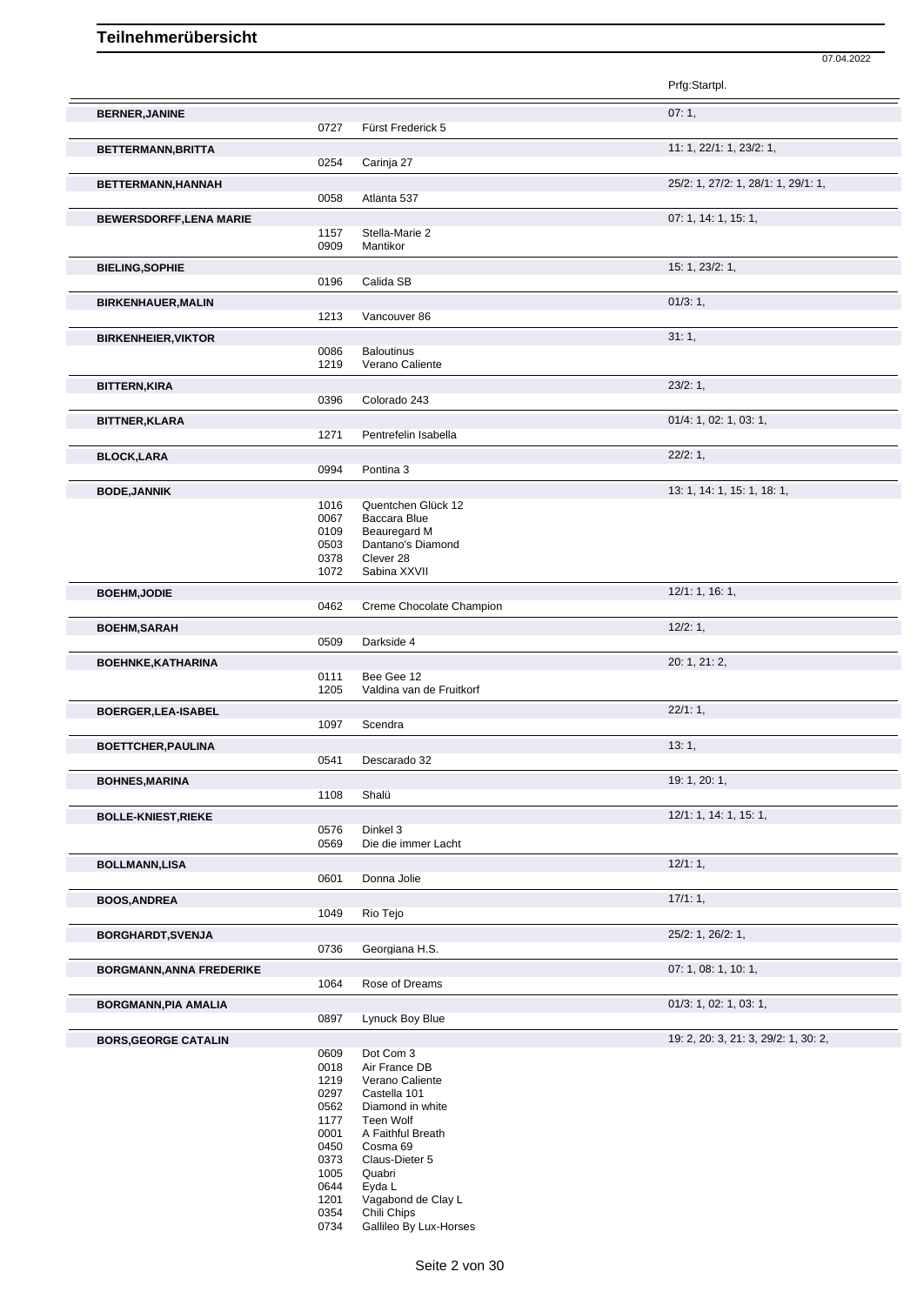# Teilnehmerübersicht

07.04.2022

| Teilnehmer | Nr. | Pferd | Prfg:Startpl. |
|---|---|---|---|
| **BERNER,JANINE** | | | 07: 1, |
| | 0727 | Fürst Frederick 5 | |
| **BETTERMANN,BRITTA** | | | 11: 1, 22/1: 1, 23/2: 1, |
| | 0254 | Carinja 27 | |
| **BETTERMANN,HANNAH** | | | 25/2: 1, 27/2: 1, 28/1: 1, 29/1: 1, |
| | 0058 | Atlanta 537 | |
| **BEWERSDORFF,LENA MARIE** | | | 07: 1, 14: 1, 15: 1, |
| | 1157 | Stella-Marie 2 | |
| | 0909 | Mantikor | |
| **BIELING,SOPHIE** | | | 15: 1, 23/2: 1, |
| | 0196 | Calida SB | |
| **BIRKENHAUER,MALIN** | | | 01/3: 1, |
| | 1213 | Vancouver 86 | |
| **BIRKENHEIER,VIKTOR** | | | 31: 1, |
| | 0086 | Baloutinus | |
| | 1219 | Verano Caliente | |
| **BITTERN,KIRA** | | | 23/2: 1, |
| | 0396 | Colorado 243 | |
| **BITTNER,KLARA** | | | 01/4: 1, 02: 1, 03: 1, |
| | 1271 | Pentrefelin Isabella | |
| **BLOCK,LARA** | | | 22/2: 1, |
| | 0994 | Pontina 3 | |
| **BODE,JANNIK** | | | 13: 1, 14: 1, 15: 1, 18: 1, |
| | 1016 | Quentchen Glück 12 | |
| | 0067 | Baccara Blue | |
| | 0109 | Beauregard M | |
| | 0503 | Dantano's Diamond | |
| | 0378 | Clever 28 | |
| | 1072 | Sabina XXVII | |
| **BOEHM,JODIE** | | | 12/1: 1, 16: 1, |
| | 0462 | Creme Chocolate Champion | |
| **BOEHM,SARAH** | | | 12/2: 1, |
| | 0509 | Darkside 4 | |
| **BOEHNKE,KATHARINA** | | | 20: 1, 21: 2, |
| | 0111 | Bee Gee 12 | |
| | 1205 | Valdina van de Fruitkorf | |
| **BOERGER,LEA-ISABEL** | | | 22/1: 1, |
| | 1097 | Scendra | |
| **BOETTCHER,PAULINA** | | | 13: 1, |
| | 0541 | Descarado 32 | |
| **BOHNES,MARINA** | | | 19: 1, 20: 1, |
| | 1108 | Shalü | |
| **BOLLE-KNIEST,RIEKE** | | | 12/1: 1, 14: 1, 15: 1, |
| | 0576 | Dinkel 3 | |
| | 0569 | Die die immer Lacht | |
| **BOLLMANN,LISA** | | | 12/1: 1, |
| | 0601 | Donna Jolie | |
| **BOOS,ANDREA** | | | 17/1: 1, |
| | 1049 | Rio Tejo | |
| **BORGHARDT,SVENJA** | | | 25/2: 1, 26/2: 1, |
| | 0736 | Georgiana H.S. | |
| **BORGMANN,ANNA FREDERIKE** | | | 07: 1, 08: 1, 10: 1, |
| | 1064 | Rose of Dreams | |
| **BORGMANN,PIA AMALIA** | | | 01/3: 1, 02: 1, 03: 1, |
| | 0897 | Lynuck Boy Blue | |
| **BORS,GEORGE CATALIN** | | | 19: 2, 20: 3, 21: 3, 29/2: 1, 30: 2, |
| | 0609 | Dot Com 3 | |
| | 0018 | Air France DB | |
| | 1219 | Verano Caliente | |
| | 0297 | Castella 101 | |
| | 0562 | Diamond in white | |
| | 1177 | Teen Wolf | |
| | 0001 | A Faithful Breath | |
| | 0450 | Cosma 69 | |
| | 0373 | Claus-Dieter 5 | |
| | 1005 | Quabri | |
| | 0644 | Eyda L | |
| | 1201 | Vagabond de Clay L | |
| | 0354 | Chili Chips | |
| | 0734 | Gallileo By Lux-Horses | |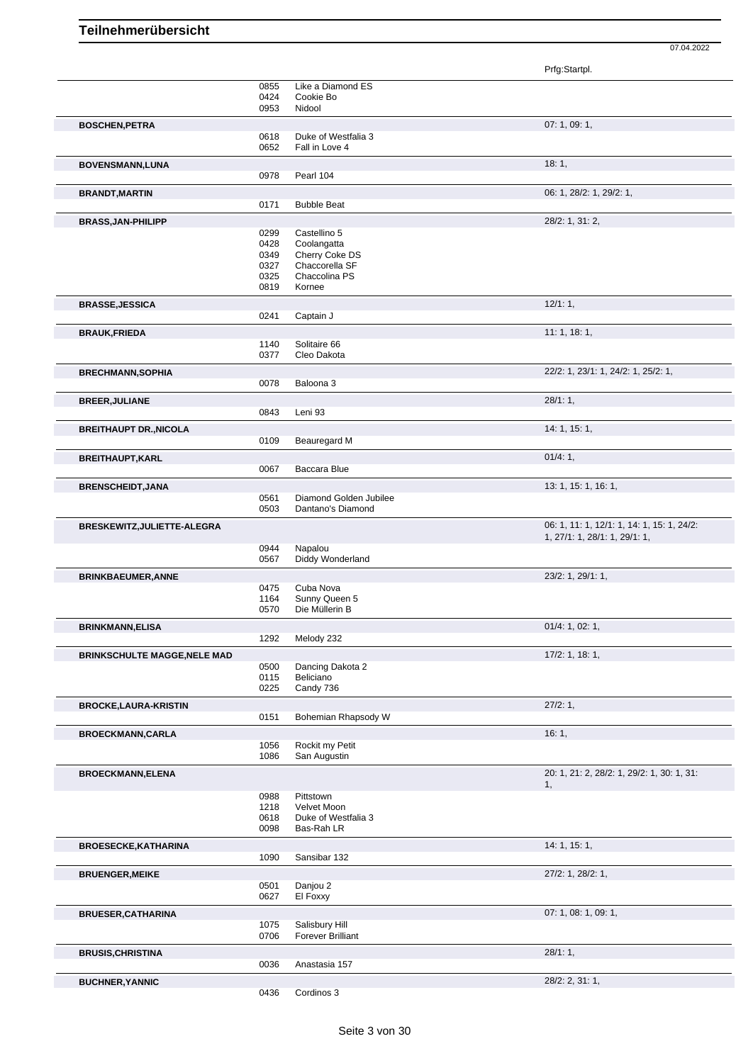# Teilnehmerübersicht

07.04.2022

| Teilnehmer | Nr. | Pferd | Prfg:Startpl. |
|---|---|---|---|
| | 0855 | Like a Diamond ES | |
| | 0424 | Cookie Bo | |
| | 0953 | Nidool | |
| **BOSCHEN,PETRA** | | | 07: 1, 09: 1, |
| | 0618 | Duke of Westfalia 3 | |
| | 0652 | Fall in Love 4 | |
| **BOVENSMANN,LUNA** | | | 18: 1, |
| | 0978 | Pearl 104 | |
| **BRANDT,MARTIN** | | | 06: 1, 28/2: 1, 29/2: 1, |
| | 0171 | Bubble Beat | |
| **BRASS,JAN-PHILIPP** | | | 28/2: 1, 31: 2, |
| | 0299 | Castellino 5 | |
| | 0428 | Coolangatta | |
| | 0349 | Cherry Coke DS | |
| | 0327 | Chaccorella SF | |
| | 0325 | Chaccolina PS | |
| | 0819 | Kornee | |
| **BRASSE,JESSICA** | | | 12/1: 1, |
| | 0241 | Captain J | |
| **BRAUK,FRIEDA** | | | 11: 1, 18: 1, |
| | 1140 | Solitaire 66 | |
| | 0377 | Cleo Dakota | |
| **BRECHMANN,SOPHIA** | | | 22/2: 1, 23/1: 1, 24/2: 1, 25/2: 1, |
| | 0078 | Baloona 3 | |
| **BREER,JULIANE** | | | 28/1: 1, |
| | 0843 | Leni 93 | |
| **BREITHAUPT DR.,NICOLA** | | | 14: 1, 15: 1, |
| | 0109 | Beauregard M | |
| **BREITHAUPT,KARL** | | | 01/4: 1, |
| | 0067 | Baccara Blue | |
| **BRENSCHEIDT,JANA** | | | 13: 1, 15: 1, 16: 1, |
| | 0561 | Diamond Golden Jubilee | |
| | 0503 | Dantano's Diamond | |
| **BRESKEWITZ,JULIETTE-ALEGRA** | | | 06: 1, 11: 1, 12/1: 1, 14: 1, 15: 1, 24/2: 1, 27/1: 1, 28/1: 1, 29/1: 1, |
| | 0944 | Napalou | |
| | 0567 | Diddy Wonderland | |
| **BRINKBAEUMER,ANNE** | | | 23/2: 1, 29/1: 1, |
| | 0475 | Cuba Nova | |
| | 1164 | Sunny Queen 5 | |
| | 0570 | Die Müllerin B | |
| **BRINKMANN,ELISA** | | | 01/4: 1, 02: 1, |
| | 1292 | Melody 232 | |
| **BRINKSCHULTE MAGGE,NELE MAD** | | | 17/2: 1, 18: 1, |
| | 0500 | Dancing Dakota 2 | |
| | 0115 | Beliciano | |
| | 0225 | Candy 736 | |
| **BROCKE,LAURA-KRISTIN** | | | 27/2: 1, |
| | 0151 | Bohemian Rhapsody W | |
| **BROECKMANN,CARLA** | | | 16: 1, |
| | 1056 | Rockit my Petit | |
| | 1086 | San Augustin | |
| **BROECKMANN,ELENA** | | | 20: 1, 21: 2, 28/2: 1, 29/2: 1, 30: 1, 31: 1, |
| | 0988 | Pittstown | |
| | 1218 | Velvet Moon | |
| | 0618 | Duke of Westfalia 3 | |
| | 0098 | Bas-Rah LR | |
| **BROESECKE,KATHARINA** | | | 14: 1, 15: 1, |
| | 1090 | Sansibar 132 | |
| **BRUENGER,MEIKE** | | | 27/2: 1, 28/2: 1, |
| | 0501 | Danjou 2 | |
| | 0627 | El Foxxy | |
| **BRUESER,CATHARINA** | | | 07: 1, 08: 1, 09: 1, |
| | 1075 | Salisbury Hill | |
| | 0706 | Forever Brilliant | |
| **BRUSIS,CHRISTINA** | | | 28/1: 1, |
| | 0036 | Anastasia 157 | |
| **BUCHNER,YANNIC** | | | 28/2: 2, 31: 1, |
| | 0436 | Cordinos 3 | |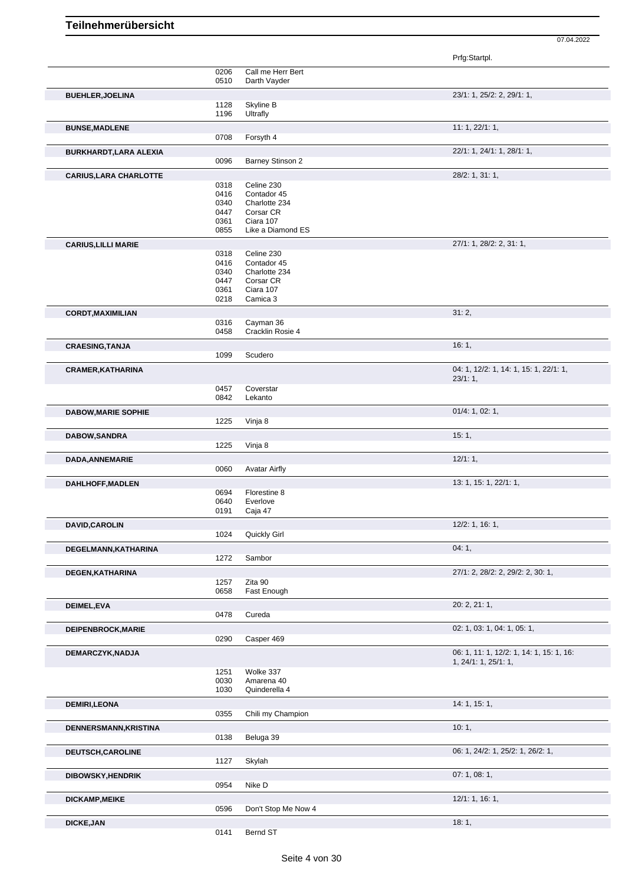# Teilnehmerübersicht

07.04.2022

| Teilnehmer | Nr. | Pferd | Prfg:Startpl. |
|---|---|---|---|
| | 0206 | Call me Herr Bert | |
| | 0510 | Darth Vayder | |
| **BUEHLER,JOELINA** | | | 23/1: 1, 25/2: 2, 29/1: 1, |
| | 1128 | Skyline B | |
| | 1196 | Ultrafly | |
| **BUNSE,MADLENE** | | | 11: 1, 22/1: 1, |
| | 0708 | Forsyth 4 | |
| **BURKHARDT,LARA ALEXIA** | | | 22/1: 1, 24/1: 1, 28/1: 1, |
| | 0096 | Barney Stinson 2 | |
| **CARIUS,LARA CHARLOTTE** | | | 28/2: 1, 31: 1, |
| | 0318 | Celine 230 | |
| | 0416 | Contador 45 | |
| | 0340 | Charlotte 234 | |
| | 0447 | Corsar CR | |
| | 0361 | Ciara 107 | |
| | 0855 | Like a Diamond ES | |
| **CARIUS,LILLI MARIE** | | | 27/1: 1, 28/2: 2, 31: 1, |
| | 0318 | Celine 230 | |
| | 0416 | Contador 45 | |
| | 0340 | Charlotte 234 | |
| | 0447 | Corsar CR | |
| | 0361 | Ciara 107 | |
| | 0218 | Camica 3 | |
| **CORDT,MAXIMILIAN** | | | 31: 2, |
| | 0316 | Cayman 36 | |
| | 0458 | Cracklin Rosie 4 | |
| **CRAESING,TANJA** | | | 16: 1, |
| | 1099 | Scudero | |
| **CRAMER,KATHARINA** | | | 04: 1, 12/2: 1, 14: 1, 15: 1, 22/1: 1, 23/1: 1, |
| | 0457 | Coverstar | |
| | 0842 | Lekanto | |
| **DABOW,MARIE SOPHIE** | | | 01/4: 1, 02: 1, |
| | 1225 | Vinja 8 | |
| **DABOW,SANDRA** | | | 15: 1, |
| | 1225 | Vinja 8 | |
| **DADA,ANNEMARIE** | | | 12/1: 1, |
| | 0060 | Avatar Airfly | |
| **DAHLHOFF,MADLEN** | | | 13: 1, 15: 1, 22/1: 1, |
| | 0694 | Florestine 8 | |
| | 0640 | Everlove | |
| | 0191 | Caja 47 | |
| **DAVID,CAROLIN** | | | 12/2: 1, 16: 1, |
| | 1024 | Quickly Girl | |
| **DEGELMANN,KATHARINA** | | | 04: 1, |
| | 1272 | Sambor | |
| **DEGEN,KATHARINA** | | | 27/1: 2, 28/2: 2, 29/2: 2, 30: 1, |
| | 1257 | Zita 90 | |
| | 0658 | Fast Enough | |
| **DEIMEL,EVA** | | | 20: 2, 21: 1, |
| | 0478 | Cureda | |
| **DEIPENBROCK,MARIE** | | | 02: 1, 03: 1, 04: 1, 05: 1, |
| | 0290 | Casper 469 | |
| **DEMARCZYK,NADJA** | | | 06: 1, 11: 1, 12/2: 1, 14: 1, 15: 1, 16: 1, 24/1: 1, 25/1: 1, |
| | 1251 | Wolke 337 | |
| | 0030 | Amarena 40 | |
| | 1030 | Quinderella 4 | |
| **DEMIRI,LEONA** | | | 14: 1, 15: 1, |
| | 0355 | Chili my Champion | |
| **DENNERSMANN,KRISTINA** | | | 10: 1, |
| | 0138 | Beluga 39 | |
| **DEUTSCH,CAROLINE** | | | 06: 1, 24/2: 1, 25/2: 1, 26/2: 1, |
| | 1127 | Skylah | |
| **DIBOWSKY,HENDRIK** | | | 07: 1, 08: 1, |
| | 0954 | Nike D | |
| **DICKAMP,MEIKE** | | | 12/1: 1, 16: 1, |
| | 0596 | Don't Stop Me Now 4 | |
| **DICKE,JAN** | | | 18: 1, |
| | 0141 | Bernd ST | |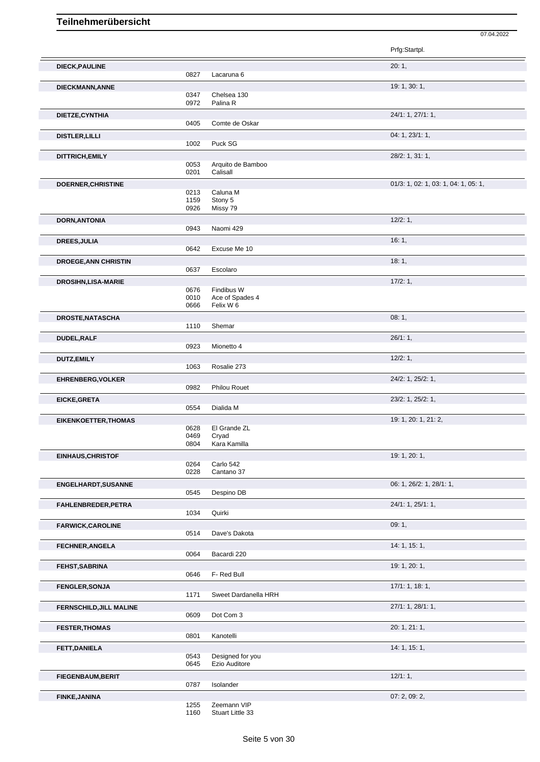# Teilnehmerübersicht

07.04.2022

| Name | Nr. | Pferd | Prfg:Startpl. |
|---|---|---|---|
| **DIECK,PAULINE** | | | 20: 1, |
| | 0827 | Lacaruna 6 | |
| **DIECKMANN,ANNE** | | | 19: 1, 30: 1, |
| | 0347 | Chelsea 130 | |
| | 0972 | Palina R | |
| **DIETZE,CYNTHIA** | | | 24/1: 1, 27/1: 1, |
| | 0405 | Comte de Oskar | |
| **DISTLER,LILLI** | | | 04: 1, 23/1: 1, |
| | 1002 | Puck SG | |
| **DITTRICH,EMILY** | | | 28/2: 1, 31: 1, |
| | 0053 | Arquito de Bamboo | |
| | 0201 | Calisall | |
| **DOERNER,CHRISTINE** | | | 01/3: 1, 02: 1, 03: 1, 04: 1, 05: 1, |
| | 0213 | Caluna M | |
| | 1159 | Stony 5 | |
| | 0926 | Missy 79 | |
| **DORN,ANTONIA** | | | 12/2: 1, |
| | 0943 | Naomi 429 | |
| **DREES,JULIA** | | | 16: 1, |
| | 0642 | Excuse Me 10 | |
| **DROEGE,ANN CHRISTIN** | | | 18: 1, |
| | 0637 | Escolaro | |
| **DROSIHN,LISA-MARIE** | | | 17/2: 1, |
| | 0676 | Findibus W | |
| | 0010 | Ace of Spades 4 | |
| | 0666 | Felix W 6 | |
| **DROSTE,NATASCHA** | | | 08: 1, |
| | 1110 | Shemar | |
| **DUDEL,RALF** | | | 26/1: 1, |
| | 0923 | Mionetto 4 | |
| **DUTZ,EMILY** | | | 12/2: 1, |
| | 1063 | Rosalie 273 | |
| **EHRENBERG,VOLKER** | | | 24/2: 1, 25/2: 1, |
| | 0982 | Philou Rouet | |
| **EICKE,GRETA** | | | 23/2: 1, 25/2: 1, |
| | 0554 | Dialida M | |
| **EIKENKOETTER,THOMAS** | | | 19: 1, 20: 1, 21: 2, |
| | 0628 | El Grande ZL | |
| | 0469 | Cryad | |
| | 0804 | Kara Kamilla | |
| **EINHAUS,CHRISTOF** | | | 19: 1, 20: 1, |
| | 0264 | Carlo 542 | |
| | 0228 | Cantano 37 | |
| **ENGELHARDT,SUSANNE** | | | 06: 1, 26/2: 1, 28/1: 1, |
| | 0545 | Despino DB | |
| **FAHLENBREDER,PETRA** | | | 24/1: 1, 25/1: 1, |
| | 1034 | Quirki | |
| **FARWICK,CAROLINE** | | | 09: 1, |
| | 0514 | Dave's Dakota | |
| **FECHNER,ANGELA** | | | 14: 1, 15: 1, |
| | 0064 | Bacardi 220 | |
| **FEHST,SABRINA** | | | 19: 1, 20: 1, |
| | 0646 | F- Red Bull | |
| **FENGLER,SONJA** | | | 17/1: 1, 18: 1, |
| | 1171 | Sweet Dardanella HRH | |
| **FERNSCHILD,JILL MALINE** | | | 27/1: 1, 28/1: 1, |
| | 0609 | Dot Com 3 | |
| **FESTER,THOMAS** | | | 20: 1, 21: 1, |
| | 0801 | Kanotelli | |
| **FETT,DANIELA** | | | 14: 1, 15: 1, |
| | 0543 | Designed for you | |
| | 0645 | Ezio Auditore | |
| **FIEGENBAUM,BERIT** | | | 12/1: 1, |
| | 0787 | Isolander | |
| **FINKE,JANINA** | | | 07: 2, 09: 2, |
| | 1255 | Zeemann VIP | |
| | 1160 | Stuart Little 33 | |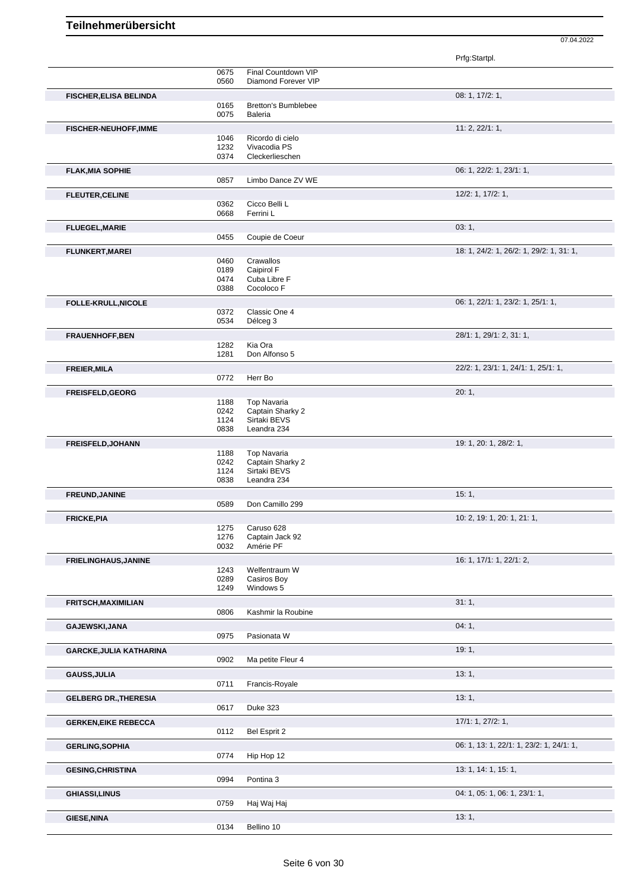# Teilnehmerübersicht

07.04.2022

| Name | Nr. | Pferd | Prfg:Startpl. |
|---|---|---|---|
| | 0675 | Final Countdown VIP | |
| | 0560 | Diamond Forever VIP | |
| **FISCHER,ELISA BELINDA** | | | 08: 1, 17/2: 1, |
| | 0165 | Bretton's Bumblebee | |
| | 0075 | Baleria | |
| **FISCHER-NEUHOFF,IMME** | | | 11: 2, 22/1: 1, |
| | 1046 | Ricordo di cielo | |
| | 1232 | Vivacodia PS | |
| | 0374 | Cleckerlieschen | |
| **FLAK,MIA SOPHIE** | | | 06: 1, 22/2: 1, 23/1: 1, |
| | 0857 | Limbo Dance ZV WE | |
| **FLEUTER,CELINE** | | | 12/2: 1, 17/2: 1, |
| | 0362 | Cicco Belli L | |
| | 0668 | Ferrini L | |
| **FLUEGEL,MARIE** | | | 03: 1, |
| | 0455 | Coupie de Coeur | |
| **FLUNKERT,MAREI** | | | 18: 1, 24/2: 1, 26/2: 1, 29/2: 1, 31: 1, |
| | 0460 | Crawallos | |
| | 0189 | Caipirol F | |
| | 0474 | Cuba Libre F | |
| | 0388 | Cocoloco F | |
| **FOLLE-KRULL,NICOLE** | | | 06: 1, 22/1: 1, 23/2: 1, 25/1: 1, |
| | 0372 | Classic One 4 | |
| | 0534 | Délceg 3 | |
| **FRAUENHOFF,BEN** | | | 28/1: 1, 29/1: 2, 31: 1, |
| | 1282 | Kia Ora | |
| | 1281 | Don Alfonso 5 | |
| **FREIER,MILA** | | | 22/2: 1, 23/1: 1, 24/1: 1, 25/1: 1, |
| | 0772 | Herr Bo | |
| **FREISFELD,GEORG** | | | 20: 1, |
| | 1188 | Top Navaria | |
| | 0242 | Captain Sharky 2 | |
| | 1124 | Sirtaki BEVS | |
| | 0838 | Leandra 234 | |
| **FREISFELD,JOHANN** | | | 19: 1, 20: 1, 28/2: 1, |
| | 1188 | Top Navaria | |
| | 0242 | Captain Sharky 2 | |
| | 1124 | Sirtaki BEVS | |
| | 0838 | Leandra 234 | |
| **FREUND,JANINE** | | | 15: 1, |
| | 0589 | Don Camillo 299 | |
| **FRICKE,PIA** | | | 10: 2, 19: 1, 20: 1, 21: 1, |
| | 1275 | Caruso 628 | |
| | 1276 | Captain Jack 92 | |
| | 0032 | Amérie PF | |
| **FRIELINGHAUS,JANINE** | | | 16: 1, 17/1: 1, 22/1: 2, |
| | 1243 | Welfentraum W | |
| | 0289 | Casiros Boy | |
| | 1249 | Windows 5 | |
| **FRITSCH,MAXIMILIAN** | | | 31: 1, |
| | 0806 | Kashmir la Roubine | |
| **GAJEWSKI,JANA** | | | 04: 1, |
| | 0975 | Pasionata W | |
| **GARCKE,JULIA KATHARINA** | | | 19: 1, |
| | 0902 | Ma petite Fleur 4 | |
| **GAUSS,JULIA** | | | 13: 1, |
| | 0711 | Francis-Royale | |
| **GELBERG DR.,THERESIA** | | | 13: 1, |
| | 0617 | Duke 323 | |
| **GERKEN,EIKE REBECCA** | | | 17/1: 1, 27/2: 1, |
| | 0112 | Bel Esprit 2 | |
| **GERLING,SOPHIA** | | | 06: 1, 13: 1, 22/1: 1, 23/2: 1, 24/1: 1, |
| | 0774 | Hip Hop 12 | |
| **GESING,CHRISTINA** | | | 13: 1, 14: 1, 15: 1, |
| | 0994 | Pontina 3 | |
| **GHIASSI,LINUS** | | | 04: 1, 05: 1, 06: 1, 23/1: 1, |
| | 0759 | Haj Waj Haj | |
| **GIESE,NINA** | | | 13: 1, |
| | 0134 | Bellino 10 | |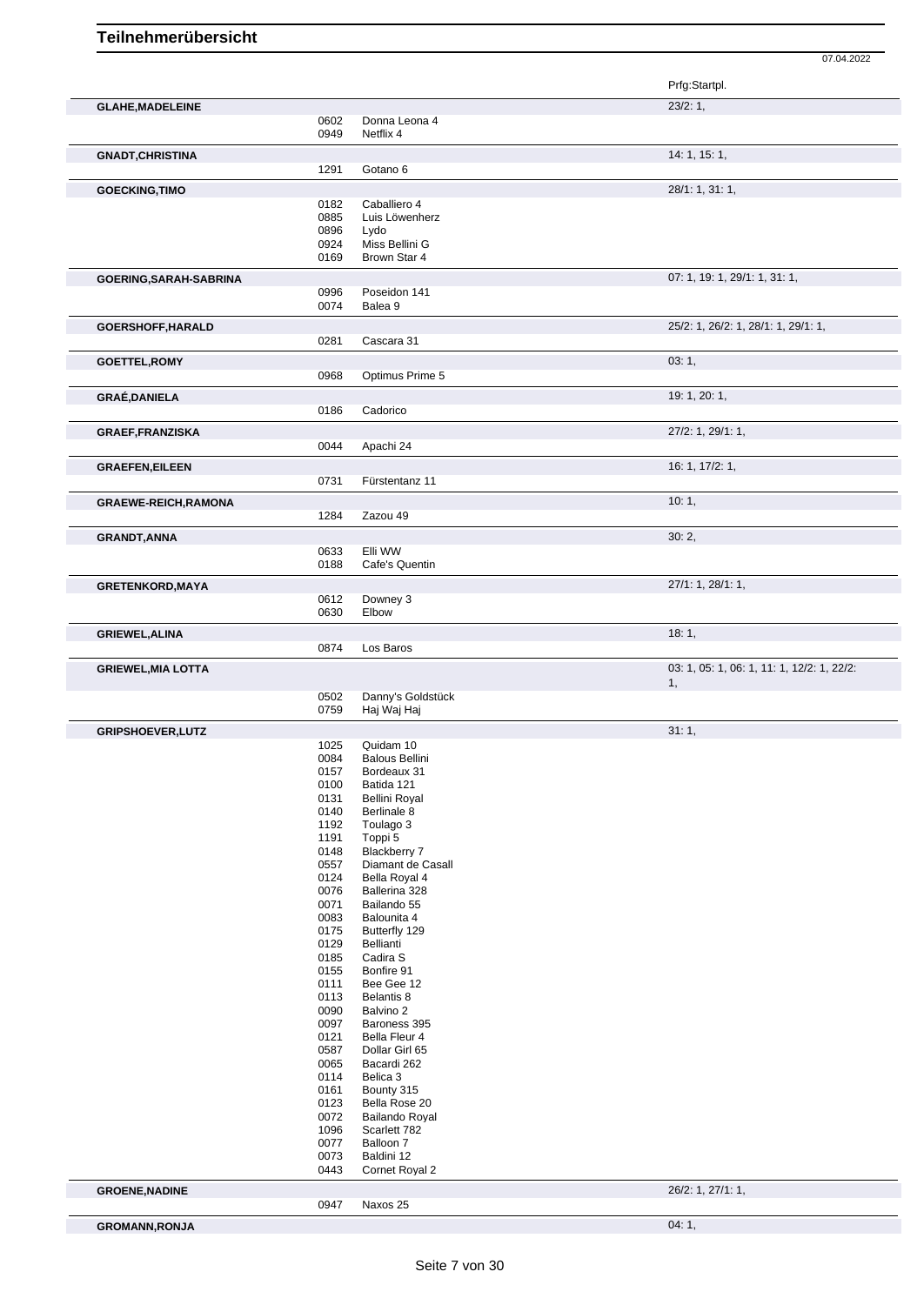# Teilnehmerübersicht

07.04.2022

| Teilnehmer | Nr. | Pferd | Prfg:Startpl. |
|---|---|---|---|
| **GLAHE,MADELEINE** | | | 23/2: 1, |
| | 0602 | Donna Leona 4 | |
| | 0949 | Netflix 4 | |
| **GNADT,CHRISTINA** | | | 14: 1, 15: 1, |
| | 1291 | Gotano 6 | |
| **GOECKING,TIMO** | | | 28/1: 1, 31: 1, |
| | 0182 | Caballiero 4 | |
| | 0885 | Luis Löwenherz | |
| | 0896 | Lydo | |
| | 0924 | Miss Bellini G | |
| | 0169 | Brown Star 4 | |
| **GOERING,SARAH-SABRINA** | | | 07: 1, 19: 1, 29/1: 1, 31: 1, |
| | 0996 | Poseidon 141 | |
| | 0074 | Balea 9 | |
| **GOERSHOFF,HARALD** | | | 25/2: 1, 26/2: 1, 28/1: 1, 29/1: 1, |
| | 0281 | Cascara 31 | |
| **GOETTEL,ROMY** | | | 03: 1, |
| | 0968 | Optimus Prime 5 | |
| **GRAÉ,DANIELA** | | | 19: 1, 20: 1, |
| | 0186 | Cadorico | |
| **GRAEF,FRANZISKA** | | | 27/2: 1, 29/1: 1, |
| | 0044 | Apachi 24 | |
| **GRAEFEN,EILEEN** | | | 16: 1, 17/2: 1, |
| | 0731 | Fürstentanz 11 | |
| **GRAEWE-REICH,RAMONA** | | | 10: 1, |
| | 1284 | Zazou 49 | |
| **GRANDT,ANNA** | | | 30: 2, |
| | 0633 | Elli WW | |
| | 0188 | Cafe's Quentin | |
| **GRETENKORD,MAYA** | | | 27/1: 1, 28/1: 1, |
| | 0612 | Downey 3 | |
| | 0630 | Elbow | |
| **GRIEWEL,ALINA** | | | 18: 1, |
| | 0874 | Los Baros | |
| **GRIEWEL,MIA LOTTA** | | | 03: 1, 05: 1, 06: 1, 11: 1, 12/2: 1, 22/2: 1, |
| | 0502 | Danny's Goldstück | |
| | 0759 | Haj Waj Haj | |
| **GRIPSHOEVER,LUTZ** | | | 31: 1, |
| | 1025 | Quidam 10 | |
| | 0084 | Balous Bellini | |
| | 0157 | Bordeaux 31 | |
| | 0100 | Batida 121 | |
| | 0131 | Bellini Royal | |
| | 0140 | Berlinale 8 | |
| | 1192 | Toulago 3 | |
| | 1191 | Toppi 5 | |
| | 0148 | Blackberry 7 | |
| | 0557 | Diamant de Casall | |
| | 0124 | Bella Royal 4 | |
| | 0076 | Ballerina 328 | |
| | 0071 | Bailando 55 | |
| | 0083 | Balounita 4 | |
| | 0175 | Butterfly 129 | |
| | 0129 | Bellianti | |
| | 0185 | Cadira S | |
| | 0155 | Bonfire 91 | |
| | 0111 | Bee Gee 12 | |
| | 0113 | Belantis 8 | |
| | 0090 | Balvino 2 | |
| | 0097 | Baroness 395 | |
| | 0121 | Bella Fleur 4 | |
| | 0587 | Dollar Girl 65 | |
| | 0065 | Bacardi 262 | |
| | 0114 | Belica 3 | |
| | 0161 | Bounty 315 | |
| | 0123 | Bella Rose 20 | |
| | 0072 | Bailando Royal | |
| | 1096 | Scarlett 782 | |
| | 0077 | Balloon 7 | |
| | 0073 | Baldini 12 | |
| | 0443 | Cornet Royal 2 | |
| **GROENE,NADINE** | | | 26/2: 1, 27/1: 1, |
| | 0947 | Naxos 25 | |
| **GROMANN,RONJA** | | | 04: 1, |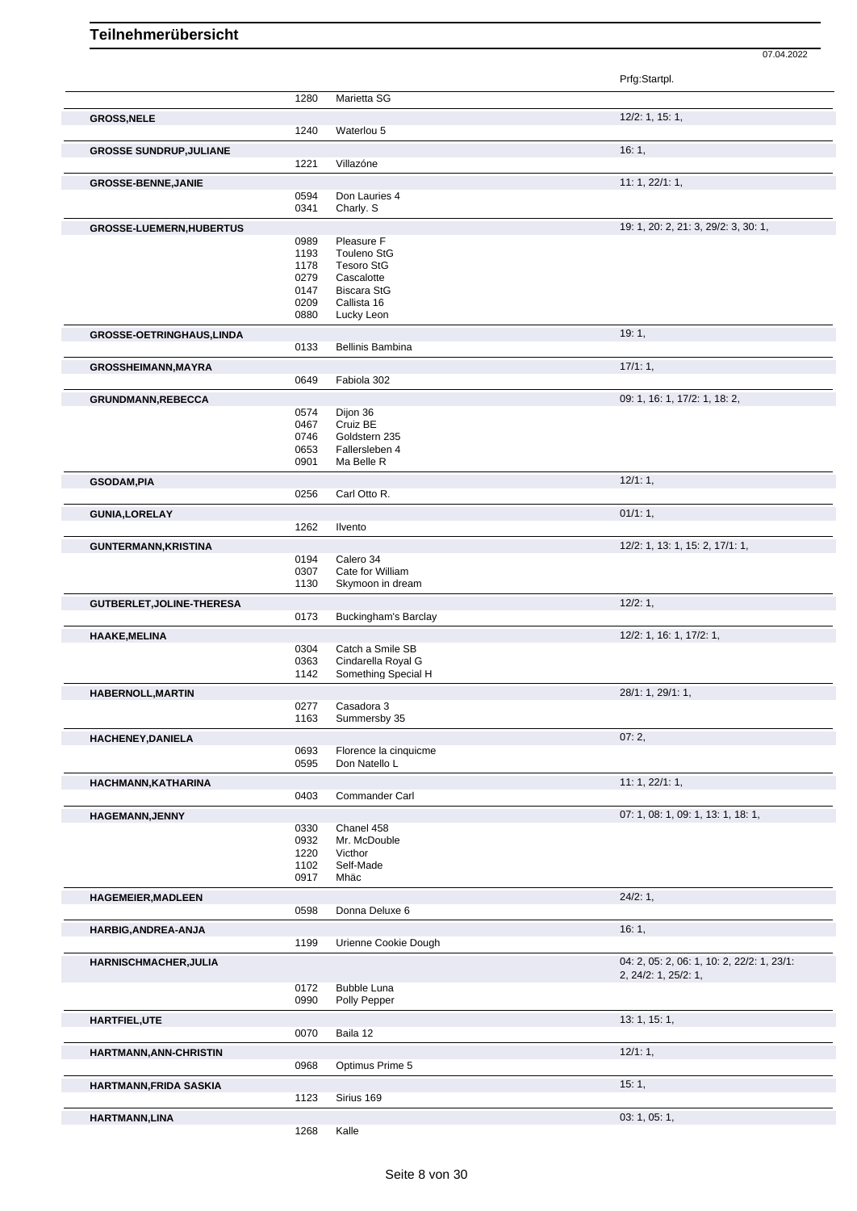# Teilnehmerübersicht

07.04.2022

| | | | Prfg:Startpl. |
|---|---|---|---|
| | 1280 | Marietta SG | |
| **GROSS,NELE** | | | 12/2: 1, 15: 1, |
| | 1240 | Waterlou 5 | |
| **GROSSE SUNDRUP,JULIANE** | | | 16: 1, |
| | 1221 | Villazóne | |
| **GROSSE-BENNE,JANIE** | | | 11: 1, 22/1: 1, |
| | 0594 | Don Lauries 4 | |
| | 0341 | Charly. S | |
| **GROSSE-LUEMERN,HUBERTUS** | | | 19: 1, 20: 2, 21: 3, 29/2: 3, 30: 1, |
| | 0989 | Pleasure F | |
| | 1193 | Touleno StG | |
| | 1178 | Tesoro StG | |
| | 0279 | Cascalotte | |
| | 0147 | Biscara StG | |
| | 0209 | Callista 16 | |
| | 0880 | Lucky Leon | |
| **GROSSE-OETRINGHAUS,LINDA** | | | 19: 1, |
| | 0133 | Bellinis Bambina | |
| **GROSSHEIMANN,MAYRA** | | | 17/1: 1, |
| | 0649 | Fabiola 302 | |
| **GRUNDMANN,REBECCA** | | | 09: 1, 16: 1, 17/2: 1, 18: 2, |
| | 0574 | Dijon 36 | |
| | 0467 | Cruiz BE | |
| | 0746 | Goldstern 235 | |
| | 0653 | Fallersleben 4 | |
| | 0901 | Ma Belle R | |
| **GSODAM,PIA** | | | 12/1: 1, |
| | 0256 | Carl Otto R. | |
| **GUNIA,LORELAY** | | | 01/1: 1, |
| | 1262 | Ilvento | |
| **GUNTERMANN,KRISTINA** | | | 12/2: 1, 13: 1, 15: 2, 17/1: 1, |
| | 0194 | Calero 34 | |
| | 0307 | Cate for William | |
| | 1130 | Skymoon in dream | |
| **GUTBERLET,JOLINE-THERESA** | | | 12/2: 1, |
| | 0173 | Buckingham's Barclay | |
| **HAAKE,MELINA** | | | 12/2: 1, 16: 1, 17/2: 1, |
| | 0304 | Catch a Smile SB | |
| | 0363 | Cindarella Royal G | |
| | 1142 | Something Special H | |
| **HABERNOLL,MARTIN** | | | 28/1: 1, 29/1: 1, |
| | 0277 | Casadora 3 | |
| | 1163 | Summersby 35 | |
| **HACHENEY,DANIELA** | | | 07: 2, |
| | 0693 | Florence la cinquicme | |
| | 0595 | Don Natello L | |
| **HACHMANN,KATHARINA** | | | 11: 1, 22/1: 1, |
| | 0403 | Commander Carl | |
| **HAGEMANN,JENNY** | | | 07: 1, 08: 1, 09: 1, 13: 1, 18: 1, |
| | 0330 | Chanel 458 | |
| | 0932 | Mr. McDouble | |
| | 1220 | Victhor | |
| | 1102 | Self-Made | |
| | 0917 | Mhäc | |
| **HAGEMEIER,MADLEEN** | | | 24/2: 1, |
| | 0598 | Donna Deluxe 6 | |
| **HARBIG,ANDREA-ANJA** | | | 16: 1, |
| | 1199 | Urienne Cookie Dough | |
| **HARNISCHMACHER,JULIA** | | | 04: 2, 05: 2, 06: 1, 10: 2, 22/2: 1, 23/1: 2, 24/2: 1, 25/2: 1, |
| | 0172 | Bubble Luna | |
| | 0990 | Polly Pepper | |
| **HARTFIEL,UTE** | | | 13: 1, 15: 1, |
| | 0070 | Baila 12 | |
| **HARTMANN,ANN-CHRISTIN** | | | 12/1: 1, |
| | 0968 | Optimus Prime 5 | |
| **HARTMANN,FRIDA SASKIA** | | | 15: 1, |
| | 1123 | Sirius 169 | |
| **HARTMANN,LINA** | | | 03: 1, 05: 1, |
| | 1268 | Kalle | |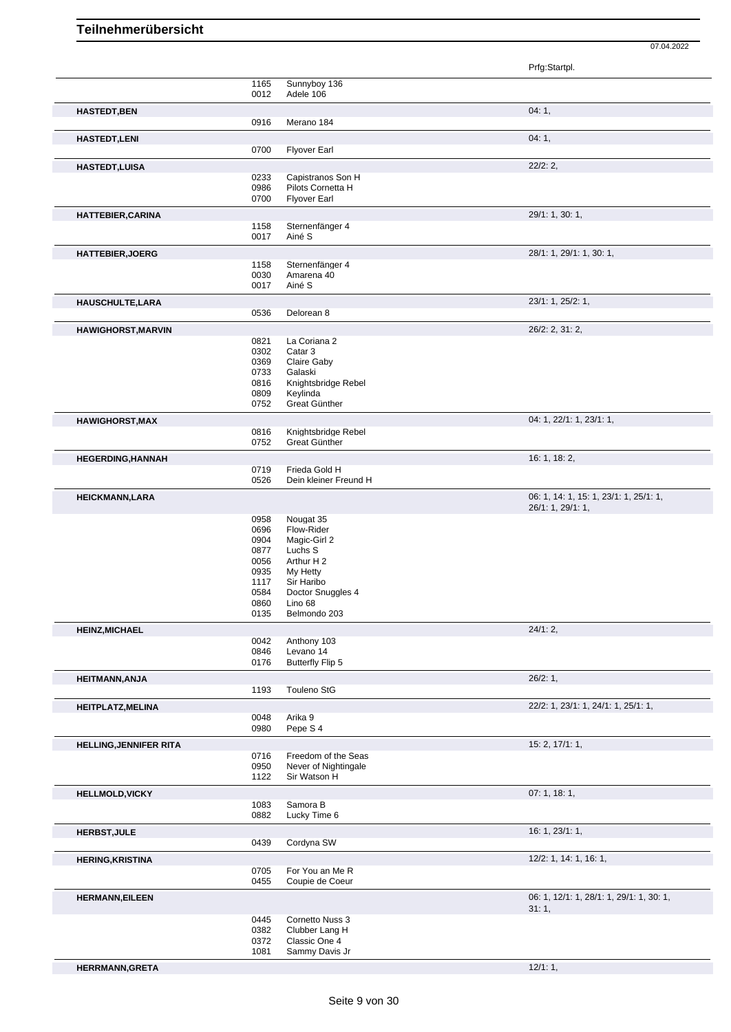# Teilnehmerübersicht

07.04.2022

| Teilnehmer | Nr. | Pferd | Prfg:Startpl. |
|---|---|---|---|
| | 1165 | Sunnyboy 136 | |
| | 0012 | Adele 106 | |
| **HASTEDT,BEN** | | | 04: 1, |
| | 0916 | Merano 184 | |
| **HASTEDT,LENI** | | | 04: 1, |
| | 0700 | Flyover Earl | |
| **HASTEDT,LUISA** | | | 22/2: 2, |
| | 0233 | Capistranos Son H | |
| | 0986 | Pilots Cornetta H | |
| | 0700 | Flyover Earl | |
| **HATTEBIER,CARINA** | | | 29/1: 1, 30: 1, |
| | 1158 | Sternenfänger 4 | |
| | 0017 | Ainé S | |
| **HATTEBIER,JOERG** | | | 28/1: 1, 29/1: 1, 30: 1, |
| | 1158 | Sternenfänger 4 | |
| | 0030 | Amarena 40 | |
| | 0017 | Ainé S | |
| **HAUSCHULTE,LARA** | | | 23/1: 1, 25/2: 1, |
| | 0536 | Delorean 8 | |
| **HAWIGHORST,MARVIN** | | | 26/2: 2, 31: 2, |
| | 0821 | La Coriana 2 | |
| | 0302 | Catar 3 | |
| | 0369 | Claire Gaby | |
| | 0733 | Galaski | |
| | 0816 | Knightsbridge Rebel | |
| | 0809 | Keylinda | |
| | 0752 | Great Günther | |
| **HAWIGHORST,MAX** | | | 04: 1, 22/1: 1, 23/1: 1, |
| | 0816 | Knightsbridge Rebel | |
| | 0752 | Great Günther | |
| **HEGERDING,HANNAH** | | | 16: 1, 18: 2, |
| | 0719 | Frieda Gold H | |
| | 0526 | Dein kleiner Freund H | |
| **HEICKMANN,LARA** | | | 06: 1, 14: 1, 15: 1, 23/1: 1, 25/1: 1, 26/1: 1, 29/1: 1, |
| | 0958 | Nougat 35 | |
| | 0696 | Flow-Rider | |
| | 0904 | Magic-Girl 2 | |
| | 0877 | Luchs S | |
| | 0056 | Arthur H 2 | |
| | 0935 | My Hetty | |
| | 1117 | Sir Haribo | |
| | 0584 | Doctor Snuggles 4 | |
| | 0860 | Lino 68 | |
| | 0135 | Belmondo 203 | |
| **HEINZ,MICHAEL** | | | 24/1: 2, |
| | 0042 | Anthony 103 | |
| | 0846 | Levano 14 | |
| | 0176 | Butterfly Flip 5 | |
| **HEITMANN,ANJA** | | | 26/2: 1, |
| | 1193 | Touleno StG | |
| **HEITPLATZ,MELINA** | | | 22/2: 1, 23/1: 1, 24/1: 1, 25/1: 1, |
| | 0048 | Arika 9 | |
| | 0980 | Pepe S 4 | |
| **HELLING,JENNIFER RITA** | | | 15: 2, 17/1: 1, |
| | 0716 | Freedom of the Seas | |
| | 0950 | Never of Nightingale | |
| | 1122 | Sir Watson H | |
| **HELLMOLD,VICKY** | | | 07: 1, 18: 1, |
| | 1083 | Samora B | |
| | 0882 | Lucky Time 6 | |
| **HERBST,JULE** | | | 16: 1, 23/1: 1, |
| | 0439 | Cordyna SW | |
| **HERING,KRISTINA** | | | 12/2: 1, 14: 1, 16: 1, |
| | 0705 | For You an Me R | |
| | 0455 | Coupie de Coeur | |
| **HERMANN,EILEEN** | | | 06: 1, 12/1: 1, 28/1: 1, 29/1: 1, 30: 1, 31: 1, |
| | 0445 | Cornetto Nuss 3 | |
| | 0382 | Clubber Lang H | |
| | 0372 | Classic One 4 | |
| | 1081 | Sammy Davis Jr | |
| **HERRMANN,GRETA** | | | 12/1: 1, |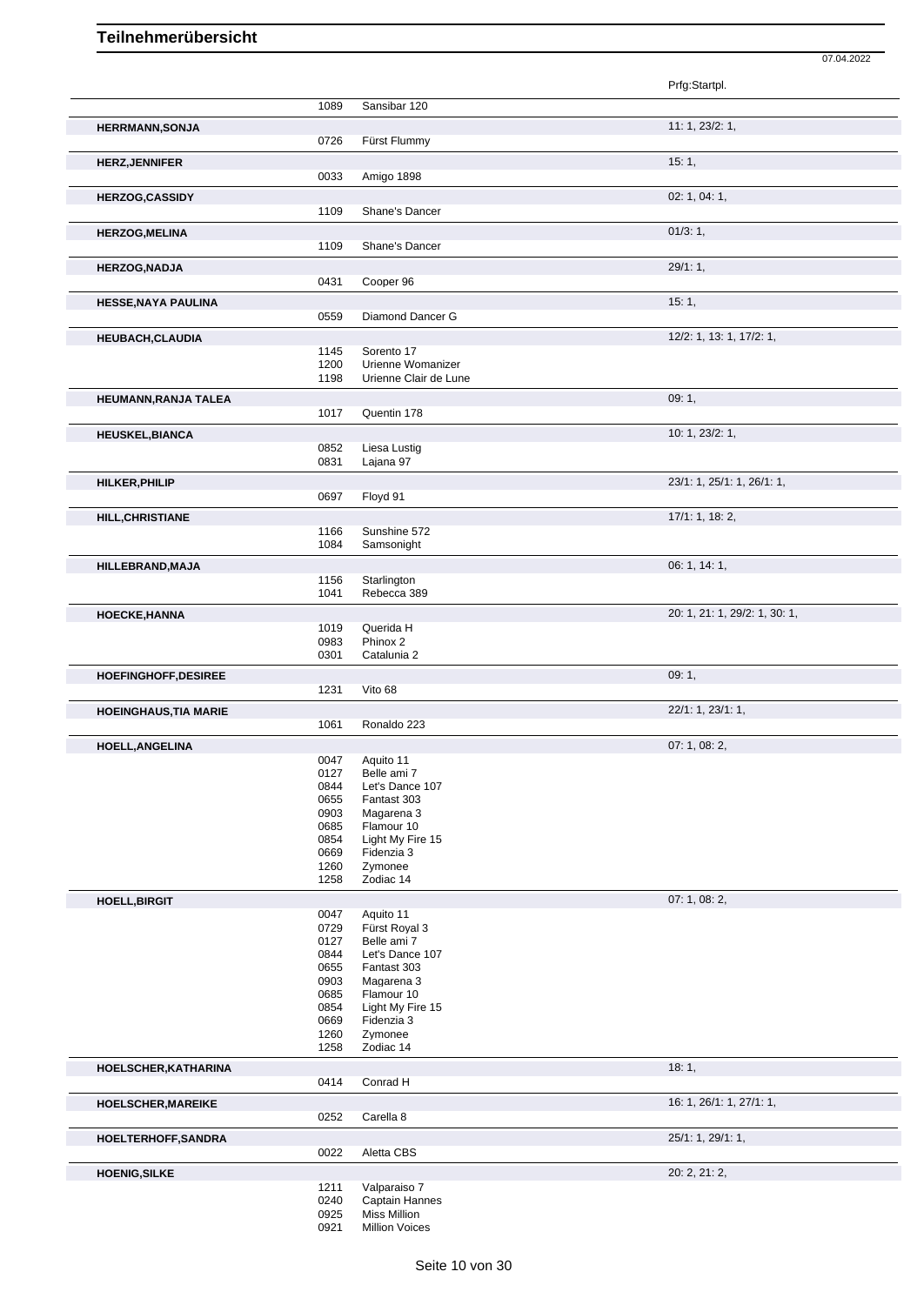# Teilnehmerübersicht

07.04.2022

| Teilnehmer | Nr. | Pferd | Prfg:Startpl. |
|---|---|---|---|
| | 1089 | Sansibar 120 | |
| **HERRMANN,SONJA** | | | 11: 1, 23/2: 1, |
| | 0726 | Fürst Flummy | |
| **HERZ,JENNIFER** | | | 15: 1, |
| | 0033 | Amigo 1898 | |
| **HERZOG,CASSIDY** | | | 02: 1, 04: 1, |
| | 1109 | Shane's Dancer | |
| **HERZOG,MELINA** | | | 01/3: 1, |
| | 1109 | Shane's Dancer | |
| **HERZOG,NADJA** | | | 29/1: 1, |
| | 0431 | Cooper 96 | |
| **HESSE,NAYA PAULINA** | | | 15: 1, |
| | 0559 | Diamond Dancer G | |
| **HEUBACH,CLAUDIA** | | | 12/2: 1, 13: 1, 17/2: 1, |
| | 1145 | Sorento 17 | |
| | 1200 | Urienne Womanizer | |
| | 1198 | Urienne Clair de Lune | |
| **HEUMANN,RANJA TALEA** | | | 09: 1, |
| | 1017 | Quentin 178 | |
| **HEUSKEL,BIANCA** | | | 10: 1, 23/2: 1, |
| | 0852 | Liesa Lustig | |
| | 0831 | Lajana 97 | |
| **HILKER,PHILIP** | | | 23/1: 1, 25/1: 1, 26/1: 1, |
| | 0697 | Floyd 91 | |
| **HILL,CHRISTIANE** | | | 17/1: 1, 18: 2, |
| | 1166 | Sunshine 572 | |
| | 1084 | Samsonight | |
| **HILLEBRAND,MAJA** | | | 06: 1, 14: 1, |
| | 1156 | Starlington | |
| | 1041 | Rebecca 389 | |
| **HOECKE,HANNA** | | | 20: 1, 21: 1, 29/2: 1, 30: 1, |
| | 1019 | Querida H | |
| | 0983 | Phinox 2 | |
| | 0301 | Catalunia 2 | |
| **HOEFINGHOFF,DESIREE** | | | 09: 1, |
| | 1231 | Vito 68 | |
| **HOEINGHAUS,TIA MARIE** | | | 22/1: 1, 23/1: 1, |
| | 1061 | Ronaldo 223 | |
| **HOELL,ANGELINA** | | | 07: 1, 08: 2, |
| | 0047 | Aquito 11 | |
| | 0127 | Belle ami 7 | |
| | 0844 | Let's Dance 107 | |
| | 0655 | Fantast 303 | |
| | 0903 | Magarena 3 | |
| | 0685 | Flamour 10 | |
| | 0854 | Light My Fire 15 | |
| | 0669 | Fidenzia 3 | |
| | 1260 | Zymonee | |
| | 1258 | Zodiac 14 | |
| **HOELL,BIRGIT** | | | 07: 1, 08: 2, |
| | 0047 | Aquito 11 | |
| | 0729 | Fürst Royal 3 | |
| | 0127 | Belle ami 7 | |
| | 0844 | Let's Dance 107 | |
| | 0655 | Fantast 303 | |
| | 0903 | Magarena 3 | |
| | 0685 | Flamour 10 | |
| | 0854 | Light My Fire 15 | |
| | 0669 | Fidenzia 3 | |
| | 1260 | Zymonee | |
| | 1258 | Zodiac 14 | |
| **HOELSCHER,KATHARINA** | | | 18: 1, |
| | 0414 | Conrad H | |
| **HOELSCHER,MAREIKE** | | | 16: 1, 26/1: 1, 27/1: 1, |
| | 0252 | Carella 8 | |
| **HOELTERHOFF,SANDRA** | | | 25/1: 1, 29/1: 1, |
| | 0022 | Aletta CBS | |
| **HOENIG,SILKE** | | | 20: 2, 21: 2, |
| | 1211 | Valparaiso 7 | |
| | 0240 | Captain Hannes | |
| | 0925 | Miss Million | |
| | 0921 | Million Voices | |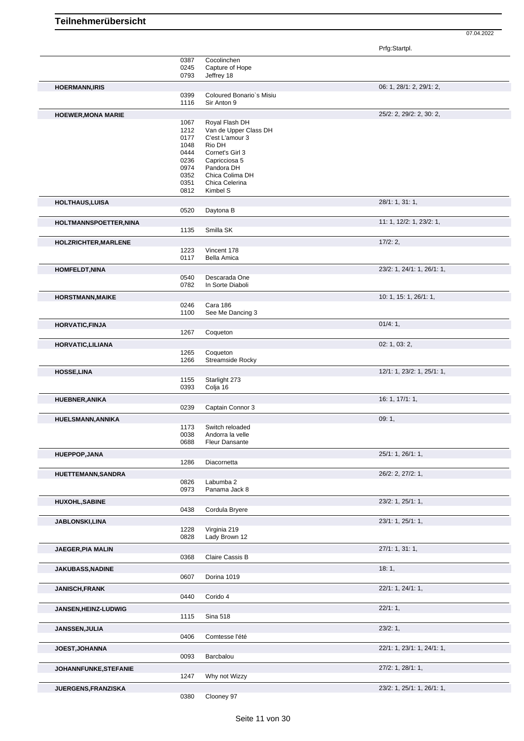# Teilnehmerübersicht

07.04.2022

| Teilnehmer | Nr. | Pferd | Prfg:Startpl. |
|---|---|---|---|
| | 0387 | Cocolinchen | |
| | 0245 | Capture of Hope | |
| | 0793 | Jeffrey 18 | |
| **HOERMANN,IRIS** | | | 06: 1, 28/1: 2, 29/1: 2, |
| | 0399 | Coloured Bonario`s Misiu | |
| | 1116 | Sir Anton 9 | |
| **HOEWER,MONA MARIE** | | | 25/2: 2, 29/2: 2, 30: 2, |
| | 1067 | Royal Flash DH | |
| | 1212 | Van de Upper Class DH | |
| | 0177 | C'est L'amour 3 | |
| | 1048 | Rio DH | |
| | 0444 | Cornet's Girl 3 | |
| | 0236 | Capricciosa 5 | |
| | 0974 | Pandora DH | |
| | 0352 | Chica Colima DH | |
| | 0351 | Chica Celerina | |
| | 0812 | Kimbel S | |
| **HOLTHAUS,LUISA** | | | 28/1: 1, 31: 1, |
| | 0520 | Daytona B | |
| **HOLTMANNSPOETTER,NINA** | | | 11: 1, 12/2: 1, 23/2: 1, |
| | 1135 | Smilla SK | |
| **HOLZRICHTER,MARLENE** | | | 17/2: 2, |
| | 1223 | Vincent 178 | |
| | 0117 | Bella Amica | |
| **HOMFELDT,NINA** | | | 23/2: 1, 24/1: 1, 26/1: 1, |
| | 0540 | Descarada One | |
| | 0782 | In Sorte Diaboli | |
| **HORSTMANN,MAIKE** | | | 10: 1, 15: 1, 26/1: 1, |
| | 0246 | Cara 186 | |
| | 1100 | See Me Dancing 3 | |
| **HORVATIC,FINJA** | | | 01/4: 1, |
| | 1267 | Coqueton | |
| **HORVATIC,LILIANA** | | | 02: 1, 03: 2, |
| | 1265 | Coqueton | |
| | 1266 | Streamside Rocky | |
| **HOSSE,LINA** | | | 12/1: 1, 23/2: 1, 25/1: 1, |
| | 1155 | Starlight 273 | |
| | 0393 | Colja 16 | |
| **HUEBNER,ANIKA** | | | 16: 1, 17/1: 1, |
| | 0239 | Captain Connor 3 | |
| **HUELSMANN,ANNIKA** | | | 09: 1, |
| | 1173 | Switch reloaded | |
| | 0038 | Andorra la velle | |
| | 0688 | Fleur Dansante | |
| **HUEPPOP,JANA** | | | 25/1: 1, 26/1: 1, |
| | 1286 | Diacornetta | |
| **HUETTEMANN,SANDRA** | | | 26/2: 2, 27/2: 1, |
| | 0826 | Labumba 2 | |
| | 0973 | Panama Jack 8 | |
| **HUXOHL,SABINE** | | | 23/2: 1, 25/1: 1, |
| | 0438 | Cordula Bryere | |
| **JABLONSKI,LINA** | | | 23/1: 1, 25/1: 1, |
| | 1228 | Virginia 219 | |
| | 0828 | Lady Brown 12 | |
| **JAEGER,PIA MALIN** | | | 27/1: 1, 31: 1, |
| | 0368 | Claire Cassis B | |
| **JAKUBASS,NADINE** | | | 18: 1, |
| | 0607 | Dorina 1019 | |
| **JANISCH,FRANK** | | | 22/1: 1, 24/1: 1, |
| | 0440 | Corido 4 | |
| **JANSEN,HEINZ-LUDWIG** | | | 22/1: 1, |
| | 1115 | Sina 518 | |
| **JANSSEN,JULIA** | | | 23/2: 1, |
| | 0406 | Comtesse l'été | |
| **JOEST,JOHANNA** | | | 22/1: 1, 23/1: 1, 24/1: 1, |
| | 0093 | Barcbalou | |
| **JOHANNFUNKE,STEFANIE** | | | 27/2: 1, 28/1: 1, |
| | 1247 | Why not Wizzy | |
| **JUERGENS,FRANZISKA** | | | 23/2: 1, 25/1: 1, 26/1: 1, |
| | 0380 | Clooney 97 | |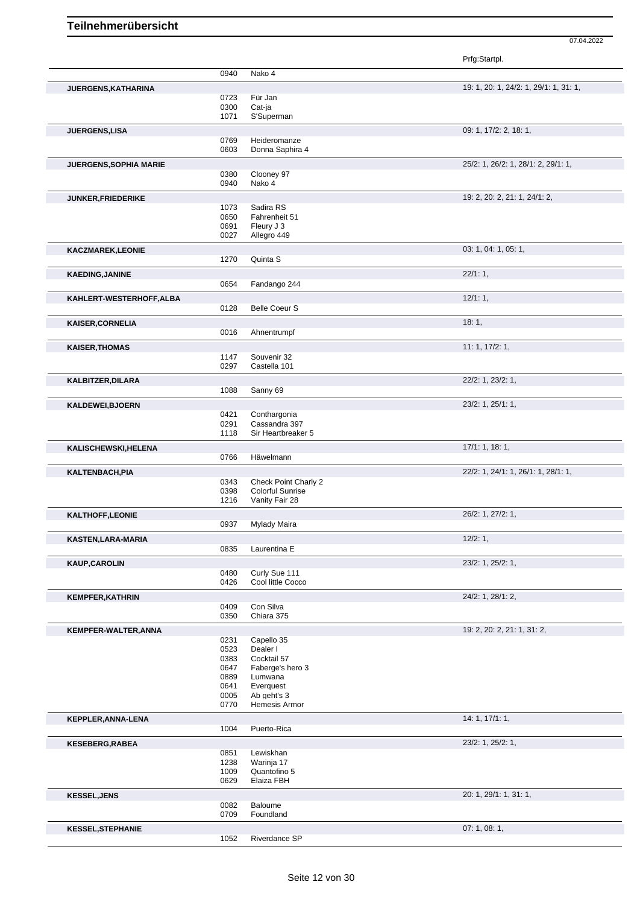# Teilnehmerübersicht

07.04.2022

| | | | Prfg:Startpl. |
|---|---|---|---|
| | 0940 | Nako 4 | |
| **JUERGENS,KATHARINA** | | | 19: 1, 20: 1, 24/2: 1, 29/1: 1, 31: 1, |
| | 0723 | Für Jan | |
| | 0300 | Cat-ja | |
| | 1071 | S'Superman | |
| **JUERGENS,LISA** | | | 09: 1, 17/2: 2, 18: 1, |
| | 0769 | Heideromanze | |
| | 0603 | Donna Saphira 4 | |
| **JUERGENS,SOPHIA MARIE** | | | 25/2: 1, 26/2: 1, 28/1: 2, 29/1: 1, |
| | 0380 | Clooney 97 | |
| | 0940 | Nako 4 | |
| **JUNKER,FRIEDERIKE** | | | 19: 2, 20: 2, 21: 1, 24/1: 2, |
| | 1073 | Sadira RS | |
| | 0650 | Fahrenheit 51 | |
| | 0691 | Fleury J 3 | |
| | 0027 | Allegro 449 | |
| **KACZMAREK,LEONIE** | | | 03: 1, 04: 1, 05: 1, |
| | 1270 | Quinta S | |
| **KAEDING,JANINE** | | | 22/1: 1, |
| | 0654 | Fandango 244 | |
| **KAHLERT-WESTERHOFF,ALBA** | | | 12/1: 1, |
| | 0128 | Belle Coeur S | |
| **KAISER,CORNELIA** | | | 18: 1, |
| | 0016 | Ahnentrumpf | |
| **KAISER,THOMAS** | | | 11: 1, 17/2: 1, |
| | 1147 | Souvenir 32 | |
| | 0297 | Castella 101 | |
| **KALBITZER,DILARA** | | | 22/2: 1, 23/2: 1, |
| | 1088 | Sanny 69 | |
| **KALDEWEI,BJOERN** | | | 23/2: 1, 25/1: 1, |
| | 0421 | Conthargonia | |
| | 0291 | Cassandra 397 | |
| | 1118 | Sir Heartbreaker 5 | |
| **KALISCHEWSKI,HELENA** | | | 17/1: 1, 18: 1, |
| | 0766 | Häwelmann | |
| **KALTENBACH,PIA** | | | 22/2: 1, 24/1: 1, 26/1: 1, 28/1: 1, |
| | 0343 | Check Point Charly 2 | |
| | 0398 | Colorful Sunrise | |
| | 1216 | Vanity Fair 28 | |
| **KALTHOFF,LEONIE** | | | 26/2: 1, 27/2: 1, |
| | 0937 | Mylady Maira | |
| **KASTEN,LARA-MARIA** | | | 12/2: 1, |
| | 0835 | Laurentina E | |
| **KAUP,CAROLIN** | | | 23/2: 1, 25/2: 1, |
| | 0480 | Curly Sue 111 | |
| | 0426 | Cool little Cocco | |
| **KEMPFER,KATHRIN** | | | 24/2: 1, 28/1: 2, |
| | 0409 | Con Silva | |
| | 0350 | Chiara 375 | |
| **KEMPFER-WALTER,ANNA** | | | 19: 2, 20: 2, 21: 1, 31: 2, |
| | 0231 | Capello 35 | |
| | 0523 | Dealer I | |
| | 0383 | Cocktail 57 | |
| | 0647 | Faberge's hero 3 | |
| | 0889 | Lumwana | |
| | 0641 | Everquest | |
| | 0005 | Ab geht's 3 | |
| | 0770 | Hemesis Armor | |
| **KEPPLER,ANNA-LENA** | | | 14: 1, 17/1: 1, |
| | 1004 | Puerto-Rica | |
| **KESEBERG,RABEA** | | | 23/2: 1, 25/2: 1, |
| | 0851 | Lewiskhan | |
| | 1238 | Warinja 17 | |
| | 1009 | Quantofino 5 | |
| | 0629 | Elaiza FBH | |
| **KESSEL,JENS** | | | 20: 1, 29/1: 1, 31: 1, |
| | 0082 | Baloume | |
| | 0709 | Foundland | |
| **KESSEL,STEPHANIE** | | | 07: 1, 08: 1, |
| | 1052 | Riverdance SP | |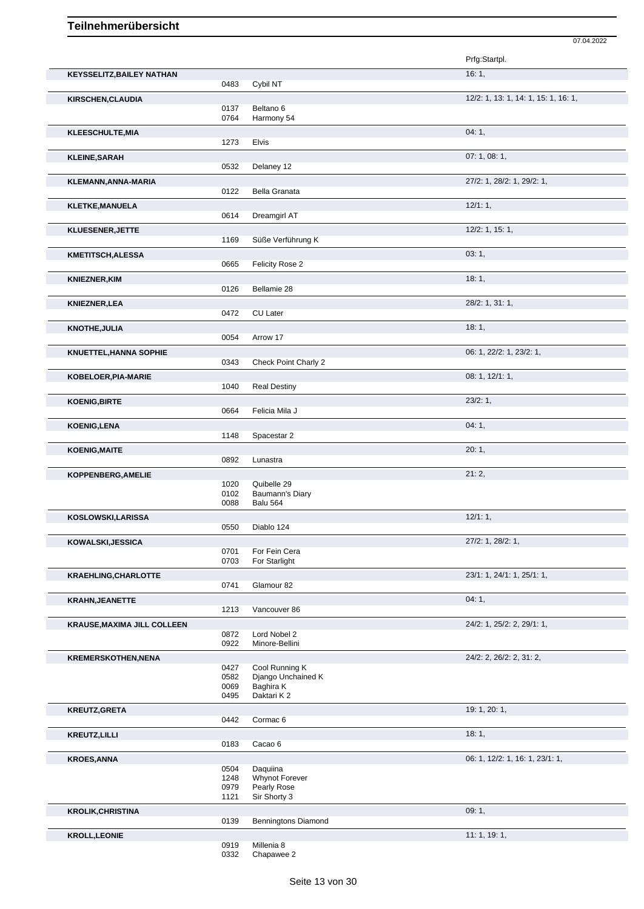# Teilnehmerübersicht

07.04.2022

| Name | Nr. | Pferd | Prfg:Startpl. |
|---|---|---|---|
| **KEYSSELITZ,BAILEY NATHAN** | | | 16: 1, |
| | 0483 | Cybil NT | |
| **KIRSCHEN,CLAUDIA** | | | 12/2: 1, 13: 1, 14: 1, 15: 1, 16: 1, |
| | 0137 | Beltano 6 | |
| | 0764 | Harmony 54 | |
| **KLEESCHULTE,MIA** | | | 04: 1, |
| | 1273 | Elvis | |
| **KLEINE,SARAH** | | | 07: 1, 08: 1, |
| | 0532 | Delaney 12 | |
| **KLEMANN,ANNA-MARIA** | | | 27/2: 1, 28/2: 1, 29/2: 1, |
| | 0122 | Bella Granata | |
| **KLETKE,MANUELA** | | | 12/1: 1, |
| | 0614 | Dreamgirl AT | |
| **KLUESENER,JETTE** | | | 12/2: 1, 15: 1, |
| | 1169 | Süße Verführung K | |
| **KMETITSCH,ALESSA** | | | 03: 1, |
| | 0665 | Felicity Rose 2 | |
| **KNIEZNER,KIM** | | | 18: 1, |
| | 0126 | Bellamie 28 | |
| **KNIEZNER,LEA** | | | 28/2: 1, 31: 1, |
| | 0472 | CU Later | |
| **KNOTHE,JULIA** | | | 18: 1, |
| | 0054 | Arrow 17 | |
| **KNUETTEL,HANNA SOPHIE** | | | 06: 1, 22/2: 1, 23/2: 1, |
| | 0343 | Check Point Charly 2 | |
| **KOBELOER,PIA-MARIE** | | | 08: 1, 12/1: 1, |
| | 1040 | Real Destiny | |
| **KOENIG,BIRTE** | | | 23/2: 1, |
| | 0664 | Felicia Mila J | |
| **KOENIG,LENA** | | | 04: 1, |
| | 1148 | Spacestar 2 | |
| **KOENIG,MAITE** | | | 20: 1, |
| | 0892 | Lunastra | |
| **KOPPENBERG,AMELIE** | | | 21: 2, |
| | 1020 | Quibelle 29 | |
| | 0102 | Baumann's Diary | |
| | 0088 | Balu 564 | |
| **KOSLOWSKI,LARISSA** | | | 12/1: 1, |
| | 0550 | Diablo 124 | |
| **KOWALSKI,JESSICA** | | | 27/2: 1, 28/2: 1, |
| | 0701 | For Fein Cera | |
| | 0703 | For Starlight | |
| **KRAEHLING,CHARLOTTE** | | | 23/1: 1, 24/1: 1, 25/1: 1, |
| | 0741 | Glamour 82 | |
| **KRAHN,JEANETTE** | | | 04: 1, |
| | 1213 | Vancouver 86 | |
| **KRAUSE,MAXIMA JILL COLLEEN** | | | 24/2: 1, 25/2: 2, 29/1: 1, |
| | 0872 | Lord Nobel 2 | |
| | 0922 | Minore-Bellini | |
| **KREMERSKOTHEN,NENA** | | | 24/2: 2, 26/2: 2, 31: 2, |
| | 0427 | Cool Running K | |
| | 0582 | Django Unchained K | |
| | 0069 | Baghira K | |
| | 0495 | Daktari K 2 | |
| **KREUTZ,GRETA** | | | 19: 1, 20: 1, |
| | 0442 | Cormac 6 | |
| **KREUTZ,LILLI** | | | 18: 1, |
| | 0183 | Cacao 6 | |
| **KROES,ANNA** | | | 06: 1, 12/2: 1, 16: 1, 23/1: 1, |
| | 0504 | Daquiina | |
| | 1248 | Whynot Forever | |
| | 0979 | Pearly Rose | |
| | 1121 | Sir Shorty 3 | |
| **KROLIK,CHRISTINA** | | | 09: 1, |
| | 0139 | Benningtons Diamond | |
| **KROLL,LEONIE** | | | 11: 1, 19: 1, |
| | 0919 | Millenia 8 | |
| | 0332 | Chapawee 2 | |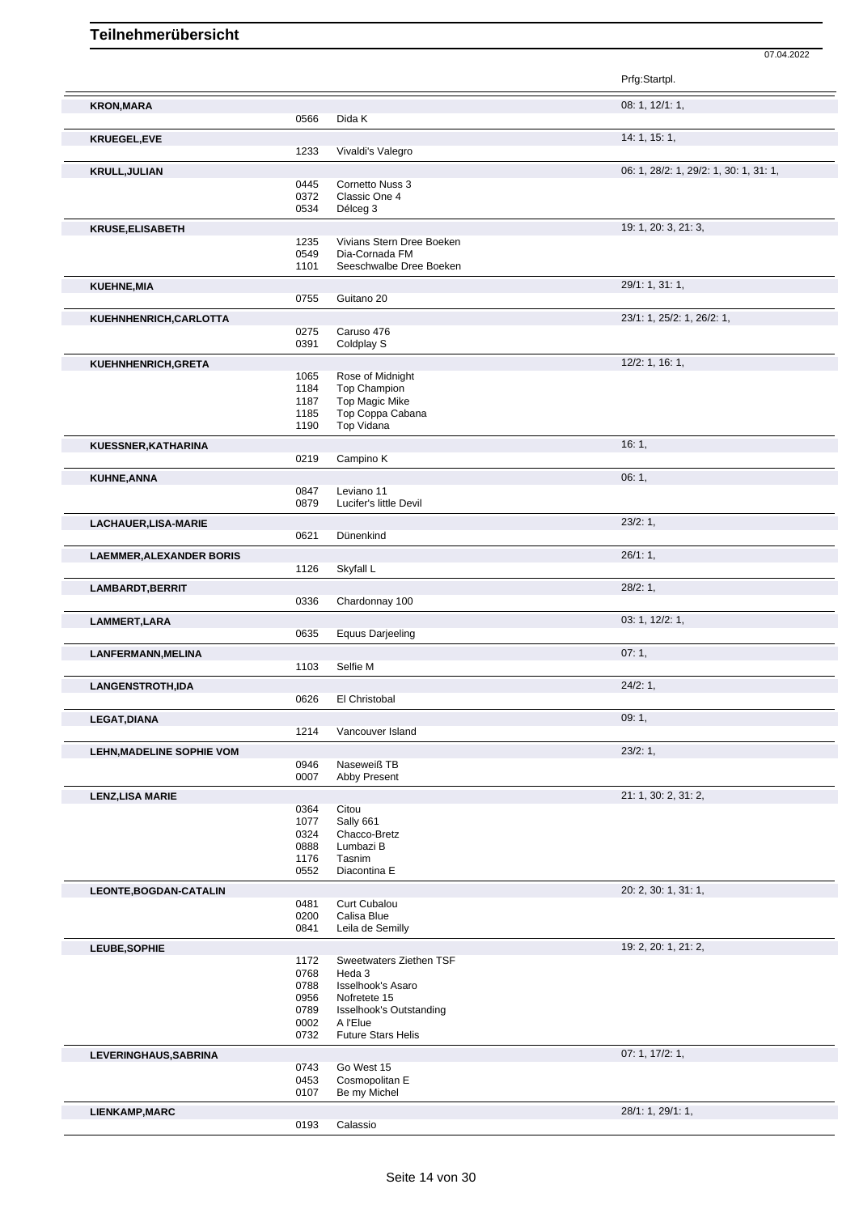# Teilnehmerübersicht

07.04.2022

| Name | Nr. | Pferd | Prfg:Startpl. |
|---|---|---|---|
| **KRON,MARA** | | | 08: 1, 12/1: 1, |
| | 0566 | Dida K | |
| **KRUEGEL,EVE** | | | 14: 1, 15: 1, |
| | 1233 | Vivaldi's Valegro | |
| **KRULL,JULIAN** | | | 06: 1, 28/2: 1, 29/2: 1, 30: 1, 31: 1, |
| | 0445 | Cornetto Nuss 3 | |
| | 0372 | Classic One 4 | |
| | 0534 | Délceg 3 | |
| **KRUSE,ELISABETH** | | | 19: 1, 20: 3, 21: 3, |
| | 1235 | Vivians Stern Dree Boeken | |
| | 0549 | Dia-Cornada FM | |
| | 1101 | Seeschwalbe Dree Boeken | |
| **KUEHNE,MIA** | | | 29/1: 1, 31: 1, |
| | 0755 | Guitano 20 | |
| **KUEHNHENRICH,CARLOTTA** | | | 23/1: 1, 25/2: 1, 26/2: 1, |
| | 0275 | Caruso 476 | |
| | 0391 | Coldplay S | |
| **KUEHNHENRICH,GRETA** | | | 12/2: 1, 16: 1, |
| | 1065 | Rose of Midnight | |
| | 1184 | Top Champion | |
| | 1187 | Top Magic Mike | |
| | 1185 | Top Coppa Cabana | |
| | 1190 | Top Vidana | |
| **KUESSNER,KATHARINA** | | | 16: 1, |
| | 0219 | Campino K | |
| **KUHNE,ANNA** | | | 06: 1, |
| | 0847 | Leviano 11 | |
| | 0879 | Lucifer's little Devil | |
| **LACHAUER,LISA-MARIE** | | | 23/2: 1, |
| | 0621 | Dünenkind | |
| **LAEMMER,ALEXANDER BORIS** | | | 26/1: 1, |
| | 1126 | Skyfall L | |
| **LAMBARDT,BERRIT** | | | 28/2: 1, |
| | 0336 | Chardonnay 100 | |
| **LAMMERT,LARA** | | | 03: 1, 12/2: 1, |
| | 0635 | Equus Darjeeling | |
| **LANFERMANN,MELINA** | | | 07: 1, |
| | 1103 | Selfie M | |
| **LANGENSTROTH,IDA** | | | 24/2: 1, |
| | 0626 | El Christobal | |
| **LEGAT,DIANA** | | | 09: 1, |
| | 1214 | Vancouver Island | |
| **LEHN,MADELINE SOPHIE VOM** | | | 23/2: 1, |
| | 0946 | Naseweiß TB | |
| | 0007 | Abby Present | |
| **LENZ,LISA MARIE** | | | 21: 1, 30: 2, 31: 2, |
| | 0364 | Citou | |
| | 1077 | Sally 661 | |
| | 0324 | Chacco-Bretz | |
| | 0888 | Lumbazi B | |
| | 1176 | Tasnim | |
| | 0552 | Diacontina E | |
| **LEONTE,BOGDAN-CATALIN** | | | 20: 2, 30: 1, 31: 1, |
| | 0481 | Curt Cubalou | |
| | 0200 | Calisa Blue | |
| | 0841 | Leila de Semilly | |
| **LEUBE,SOPHIE** | | | 19: 2, 20: 1, 21: 2, |
| | 1172 | Sweetwaters Ziethen TSF | |
| | 0768 | Heda 3 | |
| | 0788 | Isselhook's Asaro | |
| | 0956 | Nofretete 15 | |
| | 0789 | Isselhook's Outstanding | |
| | 0002 | A l'Elue | |
| | 0732 | Future Stars Helis | |
| **LEVERINGHAUS,SABRINA** | | | 07: 1, 17/2: 1, |
| | 0743 | Go West 15 | |
| | 0453 | Cosmopolitan E | |
| | 0107 | Be my Michel | |
| **LIENKAMP,MARC** | | | 28/1: 1, 29/1: 1, |
| | 0193 | Calassio | |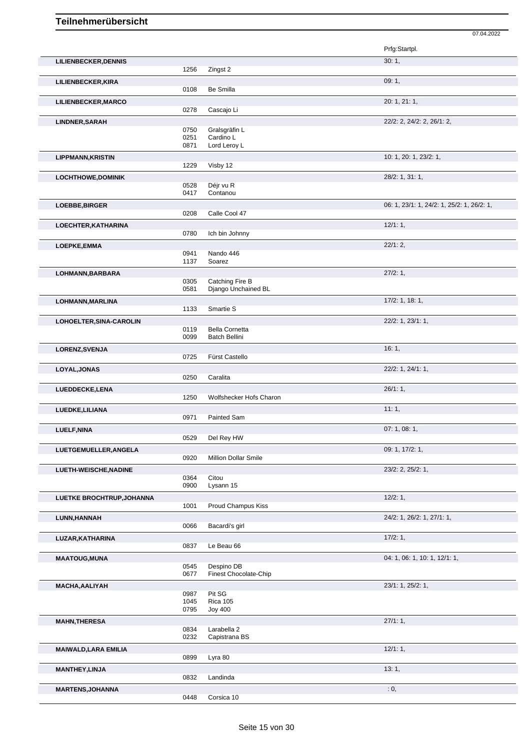# Teilnehmerübersicht

07.04.2022

| Name | Nr. | Pferd | Prfg:Startpl. |
|---|---|---|---|
| **LILIENBECKER,DENNIS** | | | 30: 1, |
| | 1256 | Zingst 2 | |
| **LILIENBECKER,KIRA** | | | 09: 1, |
| | 0108 | Be Smilla | |
| **LILIENBECKER,MARCO** | | | 20: 1, 21: 1, |
| | 0278 | Cascajo Li | |
| **LINDNER,SARAH** | | | 22/2: 2, 24/2: 2, 26/1: 2, |
| | 0750 | Gralsgräfin L | |
| | 0251 | Cardino L | |
| | 0871 | Lord Leroy L | |
| **LIPPMANN,KRISTIN** | | | 10: 1, 20: 1, 23/2: 1, |
| | 1229 | Visby 12 | |
| **LOCHTHOWE,DOMINIK** | | | 28/2: 1, 31: 1, |
| | 0528 | Déjr vu R | |
| | 0417 | Contanou | |
| **LOEBBE,BIRGER** | | | 06: 1, 23/1: 1, 24/2: 1, 25/2: 1, 26/2: 1, |
| | 0208 | Calle Cool 47 | |
| **LOECHTER,KATHARINA** | | | 12/1: 1, |
| | 0780 | Ich bin Johnny | |
| **LOEPKE,EMMA** | | | 22/1: 2, |
| | 0941 | Nando 446 | |
| | 1137 | Soarez | |
| **LOHMANN,BARBARA** | | | 27/2: 1, |
| | 0305 | Catching Fire B | |
| | 0581 | Django Unchained BL | |
| **LOHMANN,MARLINA** | | | 17/2: 1, 18: 1, |
| | 1133 | Smartie S | |
| **LOHOELTER,SINA-CAROLIN** | | | 22/2: 1, 23/1: 1, |
| | 0119 | Bella Cornetta | |
| | 0099 | Batch Bellini | |
| **LORENZ,SVENJA** | | | 16: 1, |
| | 0725 | Fürst Castello | |
| **LOYAL,JONAS** | | | 22/2: 1, 24/1: 1, |
| | 0250 | Caralita | |
| **LUEDDECKE,LENA** | | | 26/1: 1, |
| | 1250 | Wolfshecker Hofs Charon | |
| **LUEDKE,LILIANA** | | | 11: 1, |
| | 0971 | Painted Sam | |
| **LUELF,NINA** | | | 07: 1, 08: 1, |
| | 0529 | Del Rey HW | |
| **LUETGEMUELLER,ANGELA** | | | 09: 1, 17/2: 1, |
| | 0920 | Million Dollar Smile | |
| **LUETH-WEISCHE,NADINE** | | | 23/2: 2, 25/2: 1, |
| | 0364 | Citou | |
| | 0900 | Lysann 15 | |
| **LUETKE BROCHTRUP,JOHANNA** | | | 12/2: 1, |
| | 1001 | Proud Champus Kiss | |
| **LUNN,HANNAH** | | | 24/2: 1, 26/2: 1, 27/1: 1, |
| | 0066 | Bacardi's girl | |
| **LUZAR,KATHARINA** | | | 17/2: 1, |
| | 0837 | Le Beau 66 | |
| **MAATOUG,MUNA** | | | 04: 1, 06: 1, 10: 1, 12/1: 1, |
| | 0545 | Despino DB | |
| | 0677 | Finest Chocolate-Chip | |
| **MACHA,AALIYAH** | | | 23/1: 1, 25/2: 1, |
| | 0987 | Pit SG | |
| | 1045 | Rica 105 | |
| | 0795 | Joy 400 | |
| **MAHN,THERESA** | | | 27/1: 1, |
| | 0834 | Larabella 2 | |
| | 0232 | Capistrana BS | |
| **MAIWALD,LARA EMILIA** | | | 12/1: 1, |
| | 0899 | Lyra 80 | |
| **MANTHEY,LINJA** | | | 13: 1, |
| | 0832 | Landinda | |
| **MARTENS,JOHANNA** | | | : 0, |
| | 0448 | Corsica 10 | |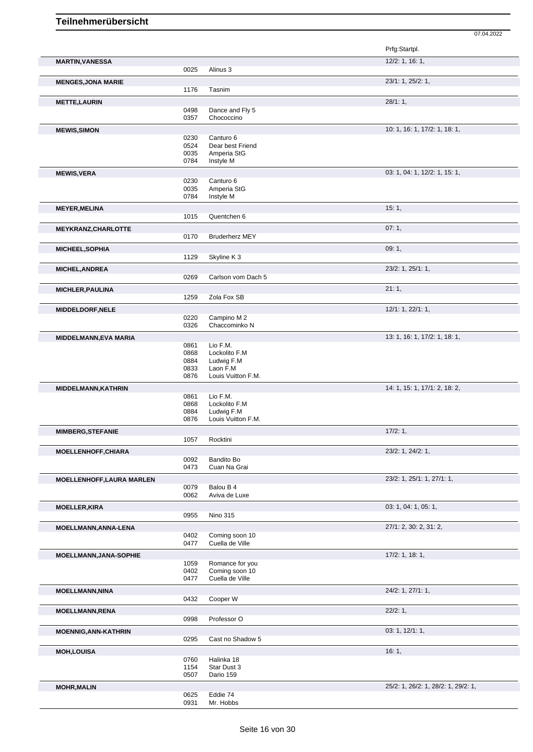# Teilnehmerübersicht

07.04.2022

| Teilnehmer | Nr. | Pferd | Prfg:Startpl. |
|---|---|---|---|
| **MARTIN,VANESSA** | | | 12/2: 1, 16: 1, |
| | 0025 | Alinus 3 | |
| **MENGES,JONA MARIE** | | | 23/1: 1, 25/2: 1, |
| | 1176 | Tasnim | |
| **METTE,LAURIN** | | | 28/1: 1, |
| | 0498 | Dance and Fly 5 | |
| | 0357 | Chococcino | |
| **MEWIS,SIMON** | | | 10: 1, 16: 1, 17/2: 1, 18: 1, |
| | 0230 | Canturo 6 | |
| | 0524 | Dear best Friend | |
| | 0035 | Amperia StG | |
| | 0784 | Instyle M | |
| **MEWIS,VERA** | | | 03: 1, 04: 1, 12/2: 1, 15: 1, |
| | 0230 | Canturo 6 | |
| | 0035 | Amperia StG | |
| | 0784 | Instyle M | |
| **MEYER,MELINA** | | | 15: 1, |
| | 1015 | Quentchen 6 | |
| **MEYKRANZ,CHARLOTTE** | | | 07: 1, |
| | 0170 | Bruderherz MEY | |
| **MICHEEL,SOPHIA** | | | 09: 1, |
| | 1129 | Skyline K 3 | |
| **MICHEL,ANDREA** | | | 23/2: 1, 25/1: 1, |
| | 0269 | Carlson vom Dach 5 | |
| **MICHLER,PAULINA** | | | 21: 1, |
| | 1259 | Zola Fox SB | |
| **MIDDELDORF,NELE** | | | 12/1: 1, 22/1: 1, |
| | 0220 | Campino M 2 | |
| | 0326 | Chaccominko N | |
| **MIDDELMANN,EVA MARIA** | | | 13: 1, 16: 1, 17/2: 1, 18: 1, |
| | 0861 | Lio F.M. | |
| | 0868 | Lockolito F.M | |
| | 0884 | Ludwig F.M | |
| | 0833 | Laon F.M | |
| | 0876 | Louis Vuitton F.M. | |
| **MIDDELMANN,KATHRIN** | | | 14: 1, 15: 1, 17/1: 2, 18: 2, |
| | 0861 | Lio F.M. | |
| | 0868 | Lockolito F.M | |
| | 0884 | Ludwig F.M | |
| | 0876 | Louis Vuitton F.M. | |
| **MIMBERG,STEFANIE** | | | 17/2: 1, |
| | 1057 | Rocktini | |
| **MOELLENHOFF,CHIARA** | | | 23/2: 1, 24/2: 1, |
| | 0092 | Bandito Bo | |
| | 0473 | Cuan Na Grai | |
| **MOELLENHOFF,LAURA MARLEN** | | | 23/2: 1, 25/1: 1, 27/1: 1, |
| | 0079 | Balou B 4 | |
| | 0062 | Aviva de Luxe | |
| **MOELLER,KIRA** | | | 03: 1, 04: 1, 05: 1, |
| | 0955 | Nino 315 | |
| **MOELLMANN,ANNA-LENA** | | | 27/1: 2, 30: 2, 31: 2, |
| | 0402 | Coming soon 10 | |
| | 0477 | Cuella de Ville | |
| **MOELLMANN,JANA-SOPHIE** | | | 17/2: 1, 18: 1, |
| | 1059 | Romance for you | |
| | 0402 | Coming soon 10 | |
| | 0477 | Cuella de Ville | |
| **MOELLMANN,NINA** | | | 24/2: 1, 27/1: 1, |
| | 0432 | Cooper W | |
| **MOELLMANN,RENA** | | | 22/2: 1, |
| | 0998 | Professor O | |
| **MOENNIG,ANN-KATHRIN** | | | 03: 1, 12/1: 1, |
| | 0295 | Cast no Shadow 5 | |
| **MOH,LOUISA** | | | 16: 1, |
| | 0760 | Halinka 18 | |
| | 1154 | Star Dust 3 | |
| | 0507 | Dario 159 | |
| **MOHR,MALIN** | | | 25/2: 1, 26/2: 1, 28/2: 1, 29/2: 1, |
| | 0625 | Eddie 74 | |
| | 0931 | Mr. Hobbs | |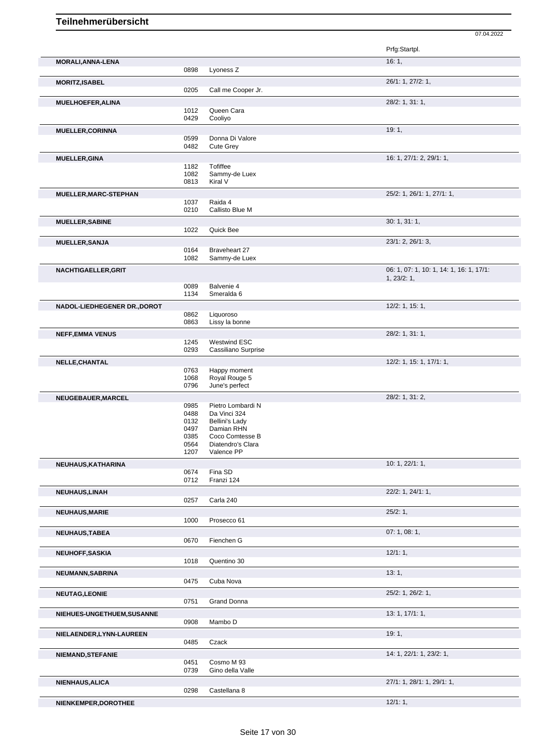# Teilnehmerübersicht

07.04.2022

| Name | Nr. | Pferd | Prfg:Startpl. |
|---|---|---|---|
| **MORALI,ANNA-LENA** | | | 16: 1, |
| | 0898 | Lyoness Z | |
| **MORITZ,ISABEL** | | | 26/1: 1, 27/2: 1, |
| | 0205 | Call me Cooper Jr. | |
| **MUELHOEFER,ALINA** | | | 28/2: 1, 31: 1, |
| | 1012 | Queen Cara | |
| | 0429 | Cooliyo | |
| **MUELLER,CORINNA** | | | 19: 1, |
| | 0599 | Donna Di Valore | |
| | 0482 | Cute Grey | |
| **MUELLER,GINA** | | | 16: 1, 27/1: 2, 29/1: 1, |
| | 1182 | Tofiffee | |
| | 1082 | Sammy-de Luex | |
| | 0813 | Kiral V | |
| **MUELLER,MARC-STEPHAN** | | | 25/2: 1, 26/1: 1, 27/1: 1, |
| | 1037 | Raida 4 | |
| | 0210 | Callisto Blue M | |
| **MUELLER,SABINE** | | | 30: 1, 31: 1, |
| | 1022 | Quick Bee | |
| **MUELLER,SANJA** | | | 23/1: 2, 26/1: 3, |
| | 0164 | Braveheart 27 | |
| | 1082 | Sammy-de Luex | |
| **NACHTIGAELLER,GRIT** | | | 06: 1, 07: 1, 10: 1, 14: 1, 16: 1, 17/1: 1, 23/2: 1, |
| | 0089 | Balvenie 4 | |
| | 1134 | Smeralda 6 | |
| **NADOL-LIEDHEGENER DR.,DOROT** | | | 12/2: 1, 15: 1, |
| | 0862 | Liquoroso | |
| | 0863 | Lissy la bonne | |
| **NEFF,EMMA VENUS** | | | 28/2: 1, 31: 1, |
| | 1245 | Westwind ESC | |
| | 0293 | Cassiliano Surprise | |
| **NELLE,CHANTAL** | | | 12/2: 1, 15: 1, 17/1: 1, |
| | 0763 | Happy moment | |
| | 1068 | Royal Rouge 5 | |
| | 0796 | June's perfect | |
| **NEUGEBAUER,MARCEL** | | | 28/2: 1, 31: 2, |
| | 0985 | Pietro Lombardi N | |
| | 0488 | Da Vinci 324 | |
| | 0132 | Bellini's Lady | |
| | 0497 | Damian RHN | |
| | 0385 | Coco Comtesse B | |
| | 0564 | Diatendro's Clara | |
| | 1207 | Valence PP | |
| **NEUHAUS,KATHARINA** | | | 10: 1, 22/1: 1, |
| | 0674 | Fina SD | |
| | 0712 | Franzi 124 | |
| **NEUHAUS,LINAH** | | | 22/2: 1, 24/1: 1, |
| | 0257 | Carla 240 | |
| **NEUHAUS,MARIE** | | | 25/2: 1, |
| | 1000 | Prosecco 61 | |
| **NEUHAUS,TABEA** | | | 07: 1, 08: 1, |
| | 0670 | Fienchen G | |
| **NEUHOFF,SASKIA** | | | 12/1: 1, |
| | 1018 | Quentino 30 | |
| **NEUMANN,SABRINA** | | | 13: 1, |
| | 0475 | Cuba Nova | |
| **NEUTAG,LEONIE** | | | 25/2: 1, 26/2: 1, |
| | 0751 | Grand Donna | |
| **NIEHUES-UNGETHUEM,SUSANNE** | | | 13: 1, 17/1: 1, |
| | 0908 | Mambo D | |
| **NIELAENDER,LYNN-LAUREEN** | | | 19: 1, |
| | 0485 | Czack | |
| **NIEMAND,STEFANIE** | | | 14: 1, 22/1: 1, 23/2: 1, |
| | 0451 | Cosmo M 93 | |
| | 0739 | Gino della Valle | |
| **NIENHAUS,ALICA** | | | 27/1: 1, 28/1: 1, 29/1: 1, |
| | 0298 | Castellana 8 | |
| **NIENKEMPER,DOROTHEE** | | | 12/1: 1, |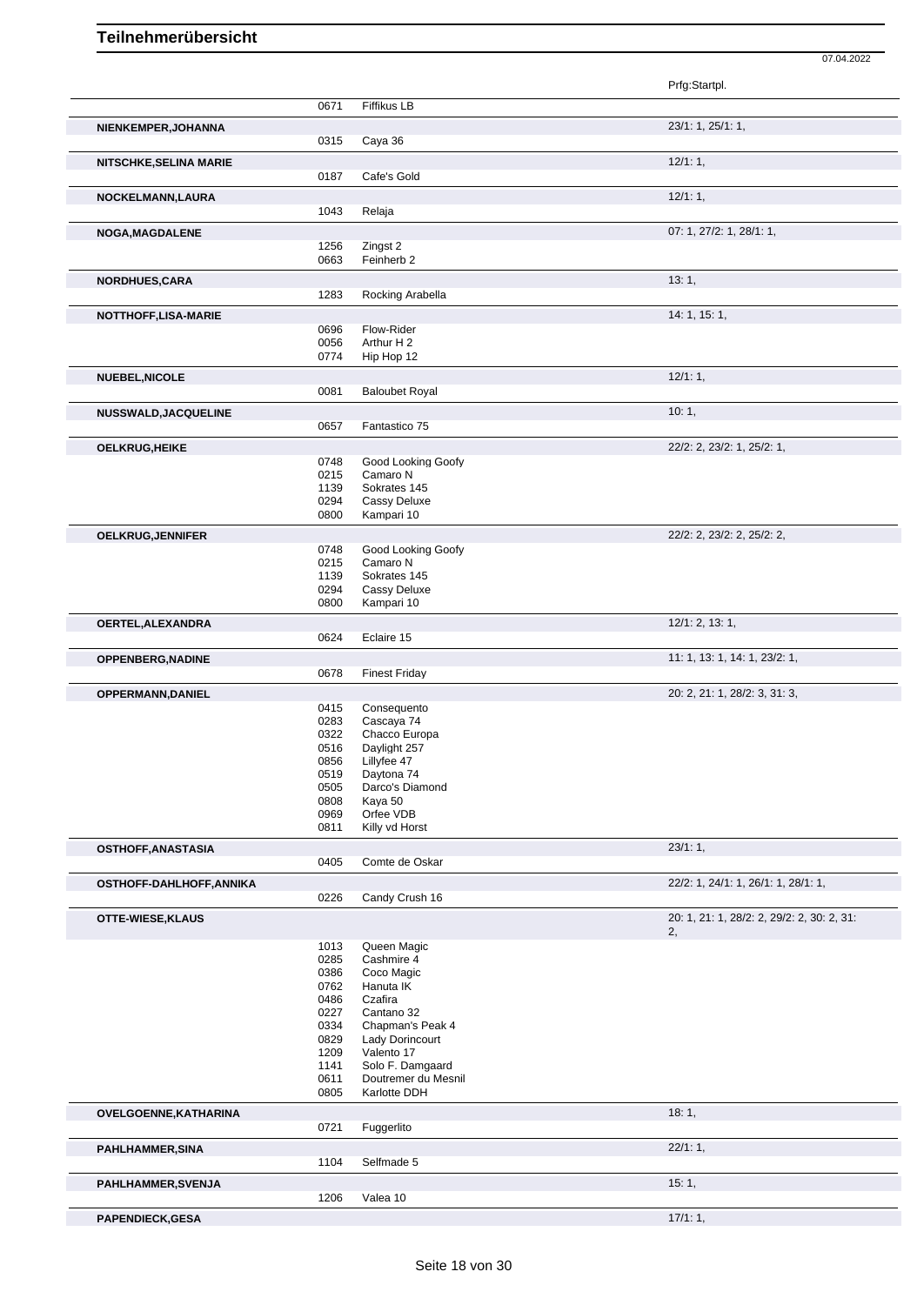# Teilnehmerübersicht

07.04.2022

| Name | Nr. | Pferd | Prfg:Startpl. |
|---|---|---|---|
| | 0671 | Fiffikus LB | |
| **NIENKEMPER,JOHANNA** | | | 23/1: 1, 25/1: 1, |
| | 0315 | Caya 36 | |
| **NITSCHKE,SELINA MARIE** | | | 12/1: 1, |
| | 0187 | Cafe's Gold | |
| **NOCKELMANN,LAURA** | | | 12/1: 1, |
| | 1043 | Relaja | |
| **NOGA,MAGDALENE** | | | 07: 1, 27/2: 1, 28/1: 1, |
| | 1256 | Zingst 2 | |
| | 0663 | Feinherb 2 | |
| **NORDHUES,CARA** | | | 13: 1, |
| | 1283 | Rocking Arabella | |
| **NOTTHOFF,LISA-MARIE** | | | 14: 1, 15: 1, |
| | 0696 | Flow-Rider | |
| | 0056 | Arthur H 2 | |
| | 0774 | Hip Hop 12 | |
| **NUEBEL,NICOLE** | | | 12/1: 1, |
| | 0081 | Baloubet Royal | |
| **NUSSWALD,JACQUELINE** | | | 10: 1, |
| | 0657 | Fantastico 75 | |
| **OELKRUG,HEIKE** | | | 22/2: 2, 23/2: 1, 25/2: 1, |
| | 0748 | Good Looking Goofy | |
| | 0215 | Camaro N | |
| | 1139 | Sokrates 145 | |
| | 0294 | Cassy Deluxe | |
| | 0800 | Kampari 10 | |
| **OELKRUG,JENNIFER** | | | 22/2: 2, 23/2: 2, 25/2: 2, |
| | 0748 | Good Looking Goofy | |
| | 0215 | Camaro N | |
| | 1139 | Sokrates 145 | |
| | 0294 | Cassy Deluxe | |
| | 0800 | Kampari 10 | |
| **OERTEL,ALEXANDRA** | | | 12/1: 2, 13: 1, |
| | 0624 | Eclaire 15 | |
| **OPPENBERG,NADINE** | | | 11: 1, 13: 1, 14: 1, 23/2: 1, |
| | 0678 | Finest Friday | |
| **OPPERMANN,DANIEL** | | | 20: 2, 21: 1, 28/2: 3, 31: 3, |
| | 0415 | Consequento | |
| | 0283 | Cascaya 74 | |
| | 0322 | Chacco Europa | |
| | 0516 | Daylight 257 | |
| | 0856 | Lillyfee 47 | |
| | 0519 | Daytona 74 | |
| | 0505 | Darco's Diamond | |
| | 0808 | Kaya 50 | |
| | 0969 | Orfee VDB | |
| | 0811 | Killy vd Horst | |
| **OSTHOFF,ANASTASIA** | | | 23/1: 1, |
| | 0405 | Comte de Oskar | |
| **OSTHOFF-DAHLHOFF,ANNIKA** | | | 22/2: 1, 24/1: 1, 26/1: 1, 28/1: 1, |
| | 0226 | Candy Crush 16 | |
| **OTTE-WIESE,KLAUS** | | | 20: 1, 21: 1, 28/2: 2, 29/2: 2, 30: 2, 31: 2, |
| | 1013 | Queen Magic | |
| | 0285 | Cashmire 4 | |
| | 0386 | Coco Magic | |
| | 0762 | Hanuta IK | |
| | 0486 | Czafira | |
| | 0227 | Cantano 32 | |
| | 0334 | Chapman's Peak 4 | |
| | 0829 | Lady Dorincourt | |
| | 1209 | Valento 17 | |
| | 1141 | Solo F. Damgaard | |
| | 0611 | Doutremer du Mesnil | |
| | 0805 | Karlotte DDH | |
| **OVELGOENNE,KATHARINA** | | | 18: 1, |
| | 0721 | Fuggerlito | |
| **PAHLHAMMER,SINA** | | | 22/1: 1, |
| | 1104 | Selfmade 5 | |
| **PAHLHAMMER,SVENJA** | | | 15: 1, |
| | 1206 | Valea 10 | |
| **PAPENDIECK,GESA** | | | 17/1: 1, |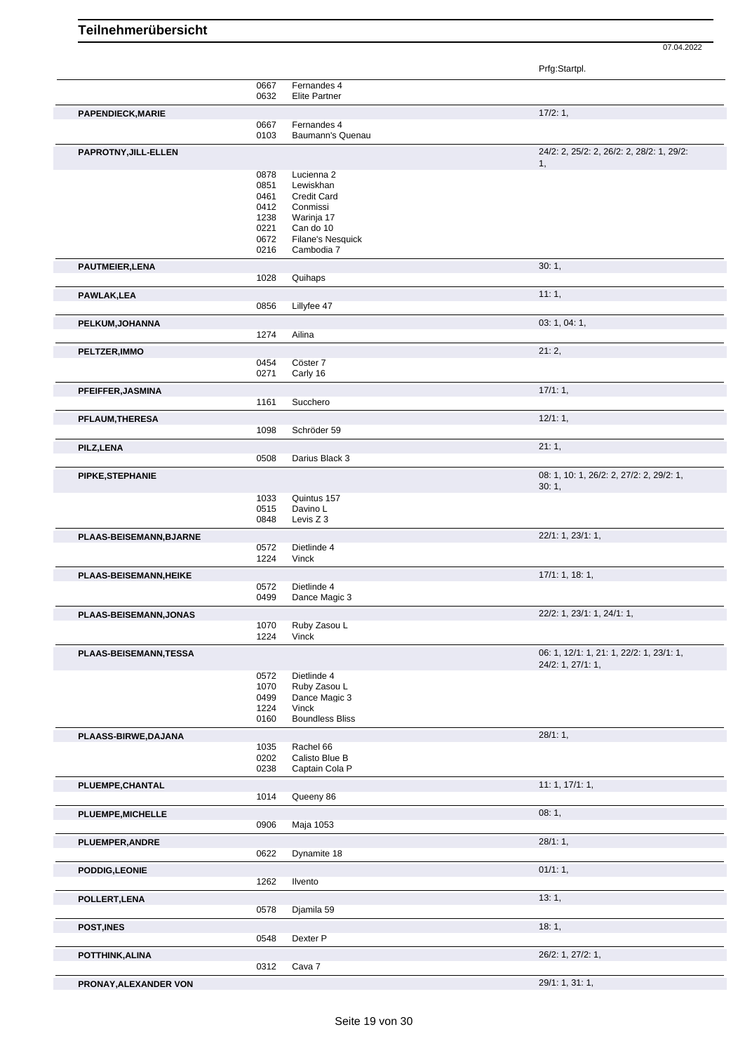# Teilnehmerübersicht

07.04.2022

| Teilnehmer | Nr. | Pferd | Prfg:Startpl. |
|---|---|---|---|
| | 0667 | Fernandes 4 | |
| | 0632 | Elite Partner | |
| **PAPENDIECK,MARIE** | | | 17/2: 1, |
| | 0667 | Fernandes 4 | |
| | 0103 | Baumann's Quenau | |
| **PAPROTNY,JILL-ELLEN** | | | 24/2: 2, 25/2: 2, 26/2: 2, 28/2: 1, 29/2: 1, |
| | 0878 | Lucienna 2 | |
| | 0851 | Lewiskhan | |
| | 0461 | Credit Card | |
| | 0412 | Conmissi | |
| | 1238 | Warinja 17 | |
| | 0221 | Can do 10 | |
| | 0672 | Filane's Nesquick | |
| | 0216 | Cambodia 7 | |
| **PAUTMEIER,LENA** | | | 30: 1, |
| | 1028 | Quihaps | |
| **PAWLAK,LEA** | | | 11: 1, |
| | 0856 | Lillyfee 47 | |
| **PELKUM,JOHANNA** | | | 03: 1, 04: 1, |
| | 1274 | Ailina | |
| **PELTZER,IMMO** | | | 21: 2, |
| | 0454 | Cöster 7 | |
| | 0271 | Carly 16 | |
| **PFEIFFER,JASMINA** | | | 17/1: 1, |
| | 1161 | Succhero | |
| **PFLAUM,THERESA** | | | 12/1: 1, |
| | 1098 | Schröder 59 | |
| **PILZ,LENA** | | | 21: 1, |
| | 0508 | Darius Black 3 | |
| **PIPKE,STEPHANIE** | | | 08: 1, 10: 1, 26/2: 2, 27/2: 2, 29/2: 1, 30: 1, |
| | 1033 | Quintus 157 | |
| | 0515 | Davino L | |
| | 0848 | Levis Z 3 | |
| **PLAAS-BEISEMANN,BJARNE** | | | 22/1: 1, 23/1: 1, |
| | 0572 | Dietlinde 4 | |
| | 1224 | Vinck | |
| **PLAAS-BEISEMANN,HEIKE** | | | 17/1: 1, 18: 1, |
| | 0572 | Dietlinde 4 | |
| | 0499 | Dance Magic 3 | |
| **PLAAS-BEISEMANN,JONAS** | | | 22/2: 1, 23/1: 1, 24/1: 1, |
| | 1070 | Ruby Zasou L | |
| | 1224 | Vinck | |
| **PLAAS-BEISEMANN,TESSA** | | | 06: 1, 12/1: 1, 21: 1, 22/2: 1, 23/1: 1, 24/2: 1, 27/1: 1, |
| | 0572 | Dietlinde 4 | |
| | 1070 | Ruby Zasou L | |
| | 0499 | Dance Magic 3 | |
| | 1224 | Vinck | |
| | 0160 | Boundless Bliss | |
| **PLAASS-BIRWE,DAJANA** | | | 28/1: 1, |
| | 1035 | Rachel 66 | |
| | 0202 | Calisto Blue B | |
| | 0238 | Captain Cola P | |
| **PLUEMPE,CHANTAL** | | | 11: 1, 17/1: 1, |
| | 1014 | Queeny 86 | |
| **PLUEMPE,MICHELLE** | | | 08: 1, |
| | 0906 | Maja 1053 | |
| **PLUEMPER,ANDRE** | | | 28/1: 1, |
| | 0622 | Dynamite 18 | |
| **PODDIG,LEONIE** | | | 01/1: 1, |
| | 1262 | Ilvento | |
| **POLLERT,LENA** | | | 13: 1, |
| | 0578 | Djamila 59 | |
| **POST,INES** | | | 18: 1, |
| | 0548 | Dexter P | |
| **POTTHINK,ALINA** | | | 26/2: 1, 27/2: 1, |
| | 0312 | Cava 7 | |
| **PRONAY,ALEXANDER VON** | | | 29/1: 1, 31: 1, |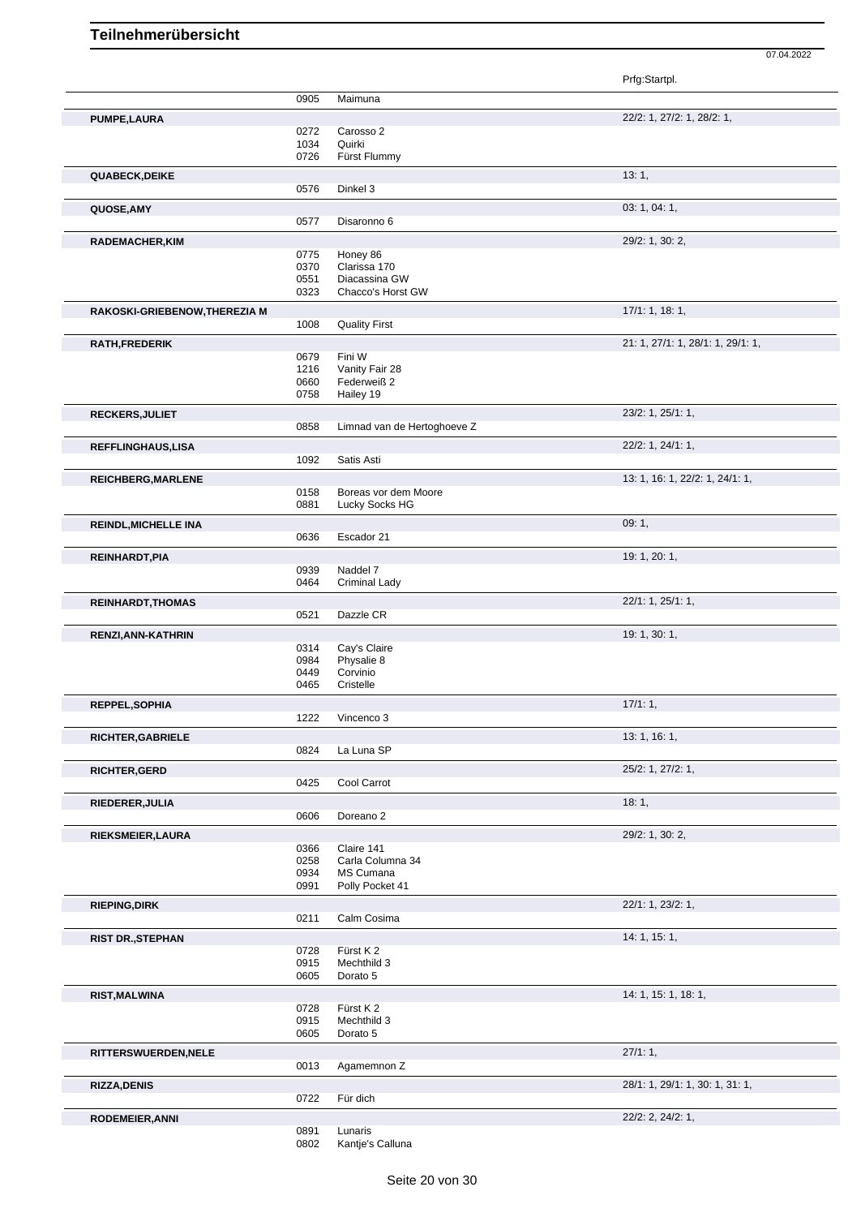# Teilnehmerübersicht

07.04.2022

| | | | Prfg:Startpl. |
|---|---|---|---|
| | 0905 | Maimuna | |
| **PUMPE,LAURA** | | | 22/2: 1, 27/2: 1, 28/2: 1, |
| | 0272 | Carosso 2 | |
| | 1034 | Quirki | |
| | 0726 | Fürst Flummy | |
| **QUABECK,DEIKE** | | | 13: 1, |
| | 0576 | Dinkel 3 | |
| **QUOSE,AMY** | | | 03: 1, 04: 1, |
| | 0577 | Disaronno 6 | |
| **RADEMACHER,KIM** | | | 29/2: 1, 30: 2, |
| | 0775 | Honey 86 | |
| | 0370 | Clarissa 170 | |
| | 0551 | Diacassina GW | |
| | 0323 | Chacco's Horst GW | |
| **RAKOSKI-GRIEBENOW,THEREZIA M** | | | 17/1: 1, 18: 1, |
| | 1008 | Quality First | |
| **RATH,FREDERIK** | | | 21: 1, 27/1: 1, 28/1: 1, 29/1: 1, |
| | 0679 | Fini W | |
| | 1216 | Vanity Fair 28 | |
| | 0660 | Federweiß 2 | |
| | 0758 | Hailey 19 | |
| **RECKERS,JULIET** | | | 23/2: 1, 25/1: 1, |
| | 0858 | Limnad van de Hertoghoeve Z | |
| **REFFLINGHAUS,LISA** | | | 22/2: 1, 24/1: 1, |
| | 1092 | Satis Asti | |
| **REICHBERG,MARLENE** | | | 13: 1, 16: 1, 22/2: 1, 24/1: 1, |
| | 0158 | Boreas vor dem Moore | |
| | 0881 | Lucky Socks HG | |
| **REINDL,MICHELLE INA** | | | 09: 1, |
| | 0636 | Escador 21 | |
| **REINHARDT,PIA** | | | 19: 1, 20: 1, |
| | 0939 | Naddel 7 | |
| | 0464 | Criminal Lady | |
| **REINHARDT,THOMAS** | | | 22/1: 1, 25/1: 1, |
| | 0521 | Dazzle CR | |
| **RENZI,ANN-KATHRIN** | | | 19: 1, 30: 1, |
| | 0314 | Cay's Claire | |
| | 0984 | Physalie 8 | |
| | 0449 | Corvinio | |
| | 0465 | Cristelle | |
| **REPPEL,SOPHIA** | | | 17/1: 1, |
| | 1222 | Vincenco 3 | |
| **RICHTER,GABRIELE** | | | 13: 1, 16: 1, |
| | 0824 | La Luna SP | |
| **RICHTER,GERD** | | | 25/2: 1, 27/2: 1, |
| | 0425 | Cool Carrot | |
| **RIEDERER,JULIA** | | | 18: 1, |
| | 0606 | Doreano 2 | |
| **RIEKSMEIER,LAURA** | | | 29/2: 1, 30: 2, |
| | 0366 | Claire 141 | |
| | 0258 | Carla Columna 34 | |
| | 0934 | MS Cumana | |
| | 0991 | Polly Pocket 41 | |
| **RIEPING,DIRK** | | | 22/1: 1, 23/2: 1, |
| | 0211 | Calm Cosima | |
| **RIST DR.,STEPHAN** | | | 14: 1, 15: 1, |
| | 0728 | Fürst K 2 | |
| | 0915 | Mechthild 3 | |
| | 0605 | Dorato 5 | |
| **RIST,MALWINA** | | | 14: 1, 15: 1, 18: 1, |
| | 0728 | Fürst K 2 | |
| | 0915 | Mechthild 3 | |
| | 0605 | Dorato 5 | |
| **RITTERSWUERDEN,NELE** | | | 27/1: 1, |
| | 0013 | Agamemnon Z | |
| **RIZZA,DENIS** | | | 28/1: 1, 29/1: 1, 30: 1, 31: 1, |
| | 0722 | Für dich | |
| **RODEMEIER,ANNI** | | | 22/2: 2, 24/2: 1, |
| | 0891 | Lunaris | |
| | 0802 | Kantje's Calluna | |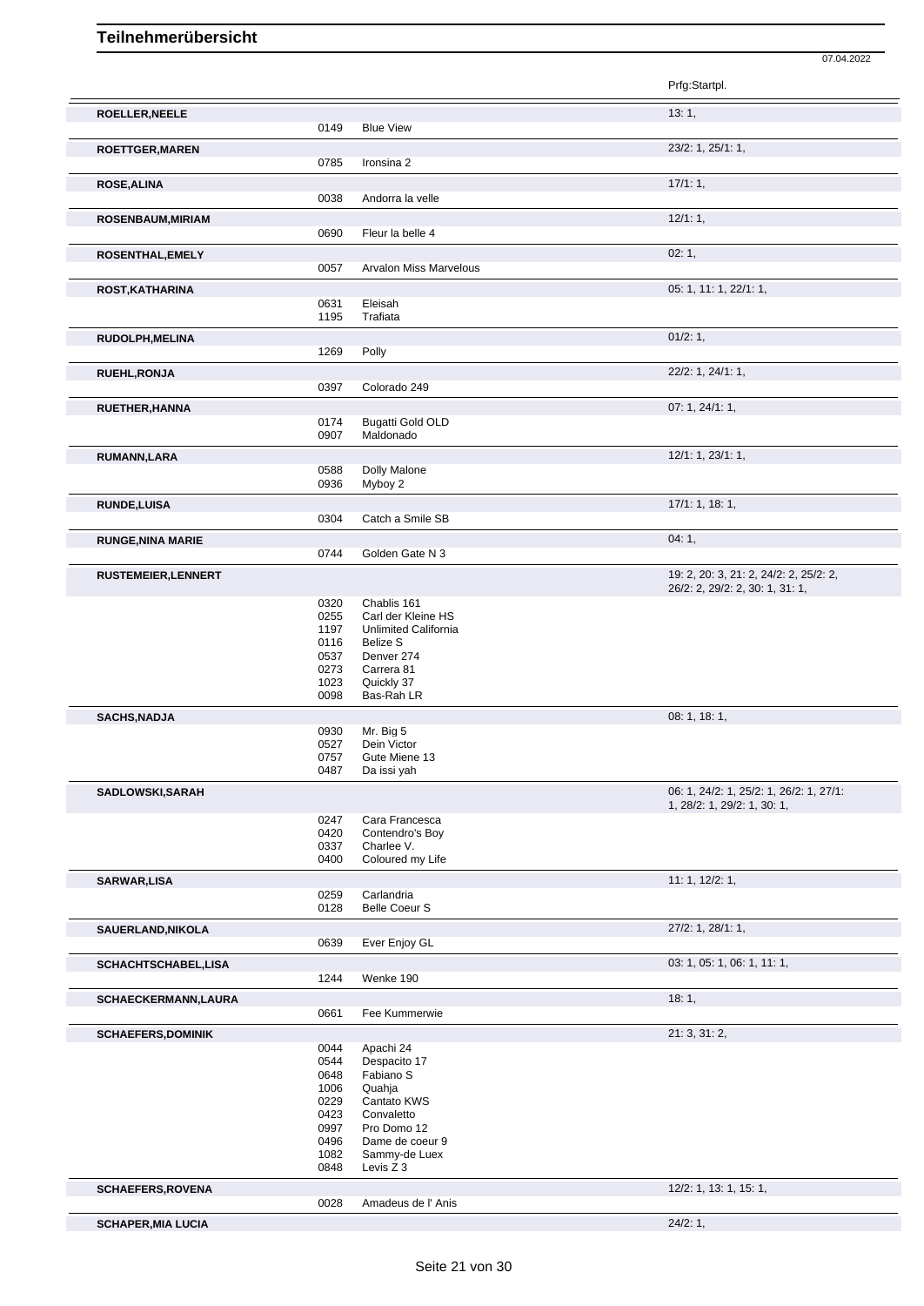# Teilnehmerübersicht

07.04.2022

| Name | Nr. | Pferd | Prfg:Startpl. |
|---|---|---|---|
| **ROELLER,NEELE** | | | 13: 1, |
| | 0149 | Blue View | |
| **ROETTGER,MAREN** | | | 23/2: 1, 25/1: 1, |
| | 0785 | Ironsina 2 | |
| **ROSE,ALINA** | | | 17/1: 1, |
| | 0038 | Andorra la velle | |
| **ROSENBAUM,MIRIAM** | | | 12/1: 1, |
| | 0690 | Fleur la belle 4 | |
| **ROSENTHAL,EMELY** | | | 02: 1, |
| | 0057 | Arvalon Miss Marvelous | |
| **ROST,KATHARINA** | | | 05: 1, 11: 1, 22/1: 1, |
| | 0631 | Eleisah | |
| | 1195 | Trafiata | |
| **RUDOLPH,MELINA** | | | 01/2: 1, |
| | 1269 | Polly | |
| **RUEHL,RONJA** | | | 22/2: 1, 24/1: 1, |
| | 0397 | Colorado 249 | |
| **RUETHER,HANNA** | | | 07: 1, 24/1: 1, |
| | 0174 | Bugatti Gold OLD | |
| | 0907 | Maldonado | |
| **RUMANN,LARA** | | | 12/1: 1, 23/1: 1, |
| | 0588 | Dolly Malone | |
| | 0936 | Myboy 2 | |
| **RUNDE,LUISA** | | | 17/1: 1, 18: 1, |
| | 0304 | Catch a Smile SB | |
| **RUNGE,NINA MARIE** | | | 04: 1, |
| | 0744 | Golden Gate N 3 | |
| **RUSTEMEIER,LENNERT** | | | 19: 2, 20: 3, 21: 2, 24/2: 2, 25/2: 2, 26/2: 2, 29/2: 2, 30: 1, 31: 1, |
| | 0320 | Chablis 161 | |
| | 0255 | Carl der Kleine HS | |
| | 1197 | Unlimited California | |
| | 0116 | Belize S | |
| | 0537 | Denver 274 | |
| | 0273 | Carrera 81 | |
| | 1023 | Quickly 37 | |
| | 0098 | Bas-Rah LR | |
| **SACHS,NADJA** | | | 08: 1, 18: 1, |
| | 0930 | Mr. Big 5 | |
| | 0527 | Dein Victor | |
| | 0757 | Gute Miene 13 | |
| | 0487 | Da issi yah | |
| **SADLOWSKI,SARAH** | | | 06: 1, 24/2: 1, 25/2: 1, 26/2: 1, 27/1: 1, 28/2: 1, 29/2: 1, 30: 1, |
| | 0247 | Cara Francesca | |
| | 0420 | Contendro's Boy | |
| | 0337 | Charlee V. | |
| | 0400 | Coloured my Life | |
| **SARWAR,LISA** | | | 11: 1, 12/2: 1, |
| | 0259 | Carlandria | |
| | 0128 | Belle Coeur S | |
| **SAUERLAND,NIKOLA** | | | 27/2: 1, 28/1: 1, |
| | 0639 | Ever Enjoy GL | |
| **SCHACHTSCHABEL,LISA** | | | 03: 1, 05: 1, 06: 1, 11: 1, |
| | 1244 | Wenke 190 | |
| **SCHAECKERMANN,LAURA** | | | 18: 1, |
| | 0661 | Fee Kummerwie | |
| **SCHAEFERS,DOMINIK** | | | 21: 3, 31: 2, |
| | 0044 | Apachi 24 | |
| | 0544 | Despacito 17 | |
| | 0648 | Fabiano S | |
| | 1006 | Quahja | |
| | 0229 | Cantato KWS | |
| | 0423 | Convaletto | |
| | 0997 | Pro Domo 12 | |
| | 0496 | Dame de coeur 9 | |
| | 1082 | Sammy-de Luex | |
| | 0848 | Levis Z 3 | |
| **SCHAEFERS,ROVENA** | | | 12/2: 1, 13: 1, 15: 1, |
| | 0028 | Amadeus de l' Anis | |
| **SCHAPER,MIA LUCIA** | | | 24/2: 1, |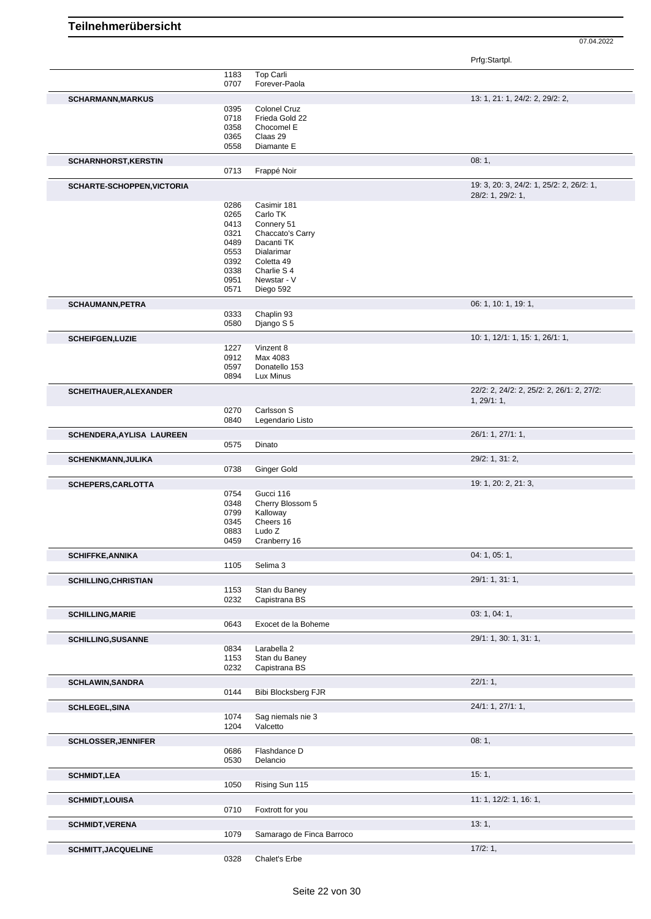# Teilnehmerübersicht

07.04.2022

| | | | Prfg:Startpl. |
|---|---|---|---|
| | 1183 | Top Carli | |
| | 0707 | Forever-Paola | |
| **SCHARMANN,MARKUS** | | | 13: 1, 21: 1, 24/2: 2, 29/2: 2, |
| | 0395 | Colonel Cruz | |
| | 0718 | Frieda Gold 22 | |
| | 0358 | Chocomel E | |
| | 0365 | Claas 29 | |
| | 0558 | Diamante E | |
| **SCHARNHORST,KERSTIN** | | | 08: 1, |
| | 0713 | Frappé Noir | |
| **SCHARTE-SCHOPPEN,VICTORIA** | | | 19: 3, 20: 3, 24/2: 1, 25/2: 2, 26/2: 1, 28/2: 1, 29/2: 1, |
| | 0286 | Casimir 181 | |
| | 0265 | Carlo TK | |
| | 0413 | Connery 51 | |
| | 0321 | Chaccato's Carry | |
| | 0489 | Dacanti TK | |
| | 0553 | Dialarimar | |
| | 0392 | Coletta 49 | |
| | 0338 | Charlie S 4 | |
| | 0951 | Newstar - V | |
| | 0571 | Diego 592 | |
| **SCHAUMANN,PETRA** | | | 06: 1, 10: 1, 19: 1, |
| | 0333 | Chaplin 93 | |
| | 0580 | Django S 5 | |
| **SCHEIFGEN,LUZIE** | | | 10: 1, 12/1: 1, 15: 1, 26/1: 1, |
| | 1227 | Vinzent 8 | |
| | 0912 | Max 4083 | |
| | 0597 | Donatello 153 | |
| | 0894 | Lux Minus | |
| **SCHEITHAUER,ALEXANDER** | | | 22/2: 2, 24/2: 2, 25/2: 2, 26/1: 2, 27/2: 1, 29/1: 1, |
| | 0270 | Carlsson S | |
| | 0840 | Legendario Listo | |
| **SCHENDERA,AYLISA LAUREEN** | | | 26/1: 1, 27/1: 1, |
| | 0575 | Dinato | |
| **SCHENKMANN,JULIKA** | | | 29/2: 1, 31: 2, |
| | 0738 | Ginger Gold | |
| **SCHEPERS,CARLOTTA** | | | 19: 1, 20: 2, 21: 3, |
| | 0754 | Gucci 116 | |
| | 0348 | Cherry Blossom 5 | |
| | 0799 | Kalloway | |
| | 0345 | Cheers 16 | |
| | 0883 | Ludo Z | |
| | 0459 | Cranberry 16 | |
| **SCHIFFKE,ANNIKA** | | | 04: 1, 05: 1, |
| | 1105 | Selima 3 | |
| **SCHILLING,CHRISTIAN** | | | 29/1: 1, 31: 1, |
| | 1153 | Stan du Baney | |
| | 0232 | Capistrana BS | |
| **SCHILLING,MARIE** | | | 03: 1, 04: 1, |
| | 0643 | Exocet de la Boheme | |
| **SCHILLING,SUSANNE** | | | 29/1: 1, 30: 1, 31: 1, |
| | 0834 | Larabella 2 | |
| | 1153 | Stan du Baney | |
| | 0232 | Capistrana BS | |
| **SCHLAWIN,SANDRA** | | | 22/1: 1, |
| | 0144 | Bibi Blocksberg FJR | |
| **SCHLEGEL,SINA** | | | 24/1: 1, 27/1: 1, |
| | 1074 | Sag niemals nie 3 | |
| | 1204 | Valcetto | |
| **SCHLOSSER,JENNIFER** | | | 08: 1, |
| | 0686 | Flashdance D | |
| | 0530 | Delancio | |
| **SCHMIDT,LEA** | | | 15: 1, |
| | 1050 | Rising Sun 115 | |
| **SCHMIDT,LOUISA** | | | 11: 1, 12/2: 1, 16: 1, |
| | 0710 | Foxtrott for you | |
| **SCHMIDT,VERENA** | | | 13: 1, |
| | 1079 | Samarago de Finca Barroco | |
| **SCHMITT,JACQUELINE** | | | 17/2: 1, |
| | 0328 | Chalet's Erbe | |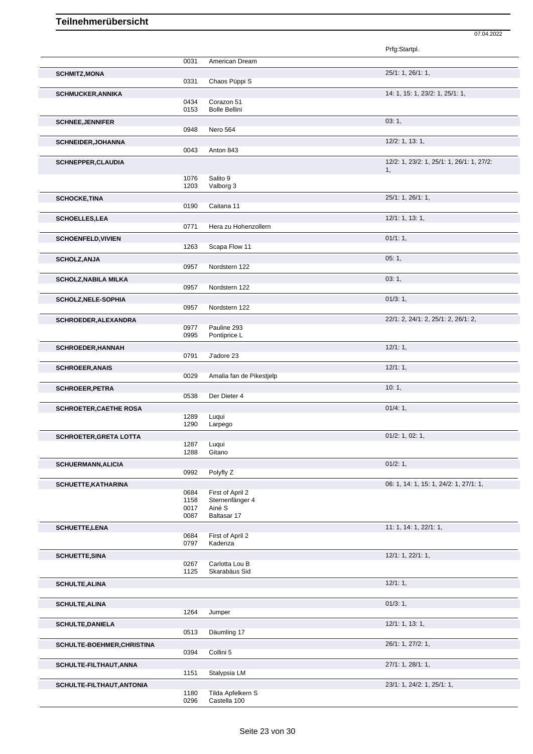# Teilnehmerübersicht

07.04.2022

| Teilnehmer | Nr. | Pferd | Prfg:Startpl. |
|---|---|---|---|
| | 0031 | American Dream | |
| **SCHMITZ,MONA** | | | 25/1: 1, 26/1: 1, |
| | 0331 | Chaos Püppi S | |
| **SCHMUCKER,ANNIKA** | | | 14: 1, 15: 1, 23/2: 1, 25/1: 1, |
| | 0434 | Corazon 51 | |
| | 0153 | Bolle Bellini | |
| **SCHNEE,JENNIFER** | | | 03: 1, |
| | 0948 | Nero 564 | |
| **SCHNEIDER,JOHANNA** | | | 12/2: 1, 13: 1, |
| | 0043 | Anton 843 | |
| **SCHNEPPER,CLAUDIA** | | | 12/2: 1, 23/2: 1, 25/1: 1, 26/1: 1, 27/2: 1, |
| | 1076 | Salito 9 | |
| | 1203 | Valborg 3 | |
| **SCHOCKE,TINA** | | | 25/1: 1, 26/1: 1, |
| | 0190 | Caitana 11 | |
| **SCHOELLES,LEA** | | | 12/1: 1, 13: 1, |
| | 0771 | Hera zu Hohenzollern | |
| **SCHOENFELD,VIVIEN** | | | 01/1: 1, |
| | 1263 | Scapa Flow 11 | |
| **SCHOLZ,ANJA** | | | 05: 1, |
| | 0957 | Nordstern 122 | |
| **SCHOLZ,NABILA MILKA** | | | 03: 1, |
| | 0957 | Nordstern 122 | |
| **SCHOLZ,NELE-SOPHIA** | | | 01/3: 1, |
| | 0957 | Nordstern 122 | |
| **SCHROEDER,ALEXANDRA** | | | 22/1: 2, 24/1: 2, 25/1: 2, 26/1: 2, |
| | 0977 | Pauline 293 | |
| | 0995 | Pontiprice L | |
| **SCHROEDER,HANNAH** | | | 12/1: 1, |
| | 0791 | J'adore 23 | |
| **SCHROEER,ANAIS** | | | 12/1: 1, |
| | 0029 | Amalia fan de Pikestjelp | |
| **SCHROEER,PETRA** | | | 10: 1, |
| | 0538 | Der Dieter 4 | |
| **SCHROETER,CAETHE ROSA** | | | 01/4: 1, |
| | 1289 | Luqui | |
| | 1290 | Larpego | |
| **SCHROETER,GRETA LOTTA** | | | 01/2: 1, 02: 1, |
| | 1287 | Luqui | |
| | 1288 | Gitano | |
| **SCHUERMANN,ALICIA** | | | 01/2: 1, |
| | 0992 | Polyfly Z | |
| **SCHUETTE,KATHARINA** | | | 06: 1, 14: 1, 15: 1, 24/2: 1, 27/1: 1, |
| | 0684 | First of April 2 | |
| | 1158 | Sternenfänger 4 | |
| | 0017 | Ainé S | |
| | 0087 | Baltasar 17 | |
| **SCHUETTE,LENA** | | | 11: 1, 14: 1, 22/1: 1, |
| | 0684 | First of April 2 | |
| | 0797 | Kadenza | |
| **SCHUETTE,SINA** | | | 12/1: 1, 22/1: 1, |
| | 0267 | Carlotta Lou B | |
| | 1125 | Skarabäus Sid | |
| **SCHULTE,ALINA** | | | 12/1: 1, |
| **SCHULTE,ALINA** | | | 01/3: 1, |
| | 1264 | Jumper | |
| **SCHULTE,DANIELA** | | | 12/1: 1, 13: 1, |
| | 0513 | Däumling 17 | |
| **SCHULTE-BOEHMER,CHRISTINA** | | | 26/1: 1, 27/2: 1, |
| | 0394 | Collini 5 | |
| **SCHULTE-FILTHAUT,ANNA** | | | 27/1: 1, 28/1: 1, |
| | 1151 | Stalypsia LM | |
| **SCHULTE-FILTHAUT,ANTONIA** | | | 23/1: 1, 24/2: 1, 25/1: 1, |
| | 1180 | Tilda Apfelkern S | |
| | 0296 | Castella 100 | |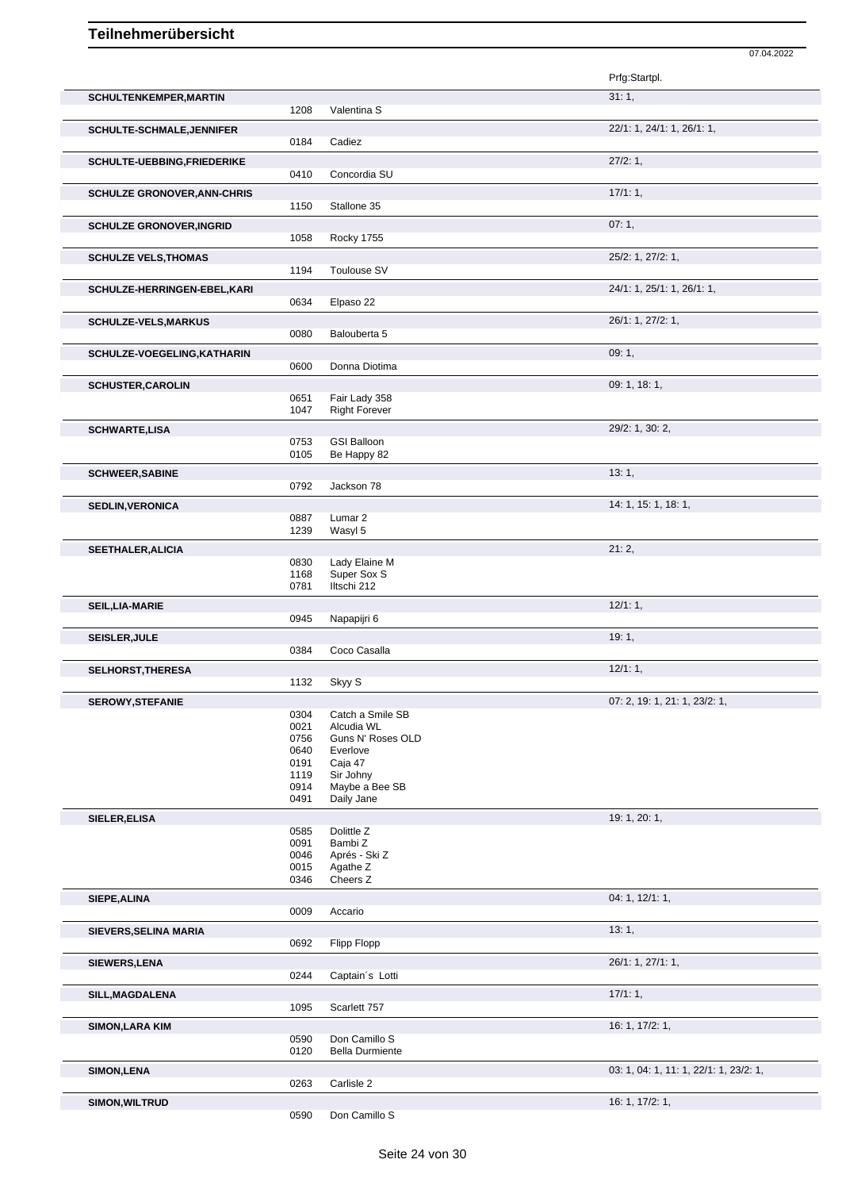# Teilnehmerübersicht

07.04.2022

| Teilnehmer | Nr. | Pferd | Prfg:Startpl. |
|---|---|---|---|
| **SCHULTENKEMPER,MARTIN** | | | 31: 1, |
| | 1208 | Valentina S | |
| **SCHULTE-SCHMALE,JENNIFER** | | | 22/1: 1, 24/1: 1, 26/1: 1, |
| | 0184 | Cadiez | |
| **SCHULTE-UEBBING,FRIEDERIKE** | | | 27/2: 1, |
| | 0410 | Concordia SU | |
| **SCHULZE GRONOVER,ANN-CHRIS** | | | 17/1: 1, |
| | 1150 | Stallone 35 | |
| **SCHULZE GRONOVER,INGRID** | | | 07: 1, |
| | 1058 | Rocky 1755 | |
| **SCHULZE VELS,THOMAS** | | | 25/2: 1, 27/2: 1, |
| | 1194 | Toulouse SV | |
| **SCHULZE-HERRINGEN-EBEL,KARI** | | | 24/1: 1, 25/1: 1, 26/1: 1, |
| | 0634 | Elpaso 22 | |
| **SCHULZE-VELS,MARKUS** | | | 26/1: 1, 27/2: 1, |
| | 0080 | Balouberta 5 | |
| **SCHULZE-VOEGELING,KATHARIN** | | | 09: 1, |
| | 0600 | Donna Diotima | |
| **SCHUSTER,CAROLIN** | | | 09: 1, 18: 1, |
| | 0651 | Fair Lady 358 | |
| | 1047 | Right Forever | |
| **SCHWARTE,LISA** | | | 29/2: 1, 30: 2, |
| | 0753 | GSI Balloon | |
| | 0105 | Be Happy 82 | |
| **SCHWEER,SABINE** | | | 13: 1, |
| | 0792 | Jackson 78 | |
| **SEDLIN,VERONICA** | | | 14: 1, 15: 1, 18: 1, |
| | 0887 | Lumar 2 | |
| | 1239 | Wasyl 5 | |
| **SEETHALER,ALICIA** | | | 21: 2, |
| | 0830 | Lady Elaine M | |
| | 1168 | Super Sox S | |
| | 0781 | Iltschi 212 | |
| **SEIL,LIA-MARIE** | | | 12/1: 1, |
| | 0945 | Napapijri 6 | |
| **SEISLER,JULE** | | | 19: 1, |
| | 0384 | Coco Casalla | |
| **SELHORST,THERESA** | | | 12/1: 1, |
| | 1132 | Skyy S | |
| **SEROWY,STEFANIE** | | | 07: 2, 19: 1, 21: 1, 23/2: 1, |
| | 0304 | Catch a Smile SB | |
| | 0021 | Alcudia WL | |
| | 0756 | Guns N' Roses OLD | |
| | 0640 | Everlove | |
| | 0191 | Caja 47 | |
| | 1119 | Sir Johny | |
| | 0914 | Maybe a Bee SB | |
| | 0491 | Daily Jane | |
| **SIELER,ELISA** | | | 19: 1, 20: 1, |
| | 0585 | Dolittle Z | |
| | 0091 | Bambi Z | |
| | 0046 | Aprés - Ski Z | |
| | 0015 | Agathe Z | |
| | 0346 | Cheers Z | |
| **SIEPE,ALINA** | | | 04: 1, 12/1: 1, |
| | 0009 | Accario | |
| **SIEVERS,SELINA MARIA** | | | 13: 1, |
| | 0692 | Flipp Flopp | |
| **SIEWERS,LENA** | | | 26/1: 1, 27/1: 1, |
| | 0244 | Captain´s Lotti | |
| **SILL,MAGDALENA** | | | 17/1: 1, |
| | 1095 | Scarlett 757 | |
| **SIMON,LARA KIM** | | | 16: 1, 17/2: 1, |
| | 0590 | Don Camillo S | |
| | 0120 | Bella Durmiente | |
| **SIMON,LENA** | | | 03: 1, 04: 1, 11: 1, 22/1: 1, 23/2: 1, |
| | 0263 | Carlisle 2 | |
| **SIMON,WILTRUD** | | | 16: 1, 17/2: 1, |
| | 0590 | Don Camillo S | |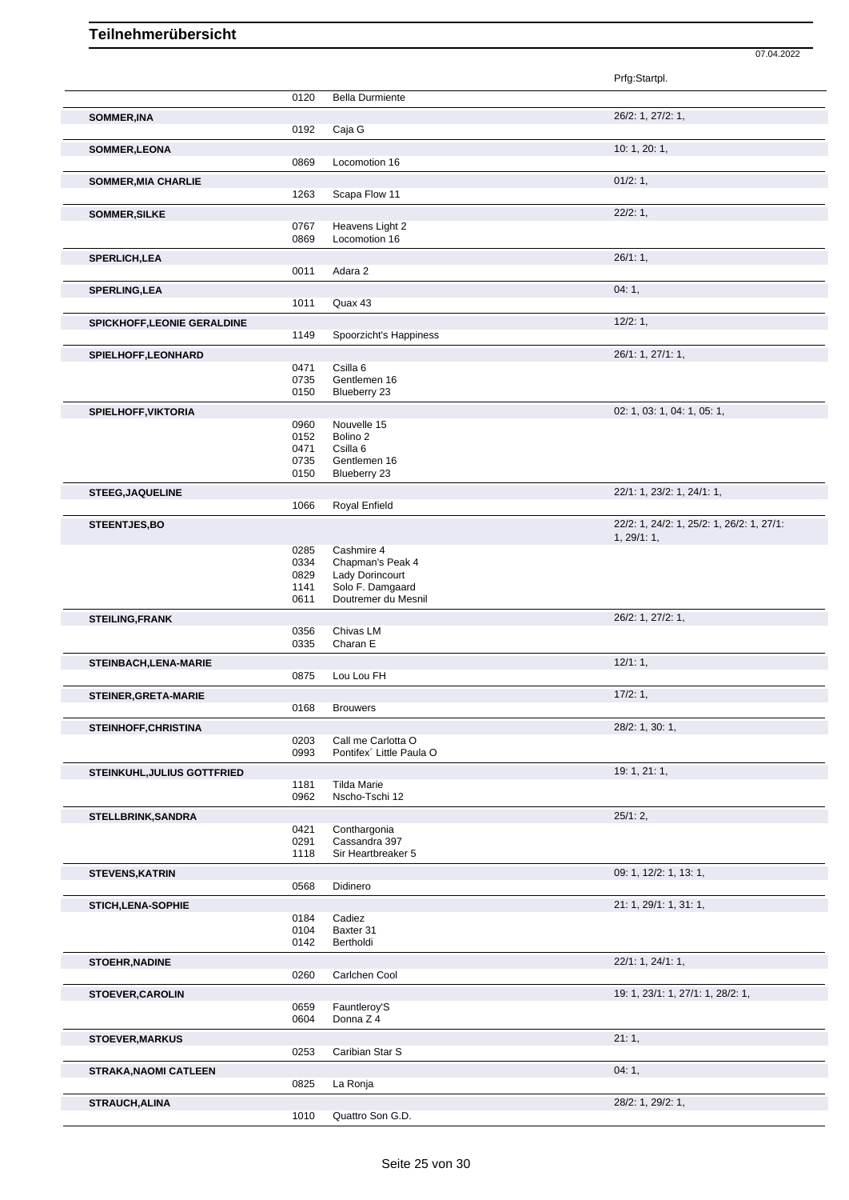# Teilnehmerübersicht

07.04.2022

| Name | Nr. | Pferd | Prfg:Startpl. |
|---|---|---|---|
| | 0120 | Bella Durmiente | |
| **SOMMER,INA** | | | 26/2: 1, 27/2: 1, |
| | 0192 | Caja G | |
| **SOMMER,LEONA** | | | 10: 1, 20: 1, |
| | 0869 | Locomotion 16 | |
| **SOMMER,MIA CHARLIE** | | | 01/2: 1, |
| | 1263 | Scapa Flow 11 | |
| **SOMMER,SILKE** | | | 22/2: 1, |
| | 0767 | Heavens Light 2 | |
| | 0869 | Locomotion 16 | |
| **SPERLICH,LEA** | | | 26/1: 1, |
| | 0011 | Adara 2 | |
| **SPERLING,LEA** | | | 04: 1, |
| | 1011 | Quax 43 | |
| **SPICKHOFF,LEONIE GERALDINE** | | | 12/2: 1, |
| | 1149 | Spoorzicht's Happiness | |
| **SPIELHOFF,LEONHARD** | | | 26/1: 1, 27/1: 1, |
| | 0471 | Csilla 6 | |
| | 0735 | Gentlemen 16 | |
| | 0150 | Blueberry 23 | |
| **SPIELHOFF,VIKTORIA** | | | 02: 1, 03: 1, 04: 1, 05: 1, |
| | 0960 | Nouvelle 15 | |
| | 0152 | Bolino 2 | |
| | 0471 | Csilla 6 | |
| | 0735 | Gentlemen 16 | |
| | 0150 | Blueberry 23 | |
| **STEEG,JAQUELINE** | | | 22/1: 1, 23/2: 1, 24/1: 1, |
| | 1066 | Royal Enfield | |
| **STEENTJES,BO** | | | 22/2: 1, 24/2: 1, 25/2: 1, 26/2: 1, 27/1: 1, 29/1: 1, |
| | 0285 | Cashmire 4 | |
| | 0334 | Chapman's Peak 4 | |
| | 0829 | Lady Dorincourt | |
| | 1141 | Solo F. Damgaard | |
| | 0611 | Doutremer du Mesnil | |
| **STEILING,FRANK** | | | 26/2: 1, 27/2: 1, |
| | 0356 | Chivas LM | |
| | 0335 | Charan E | |
| **STEINBACH,LENA-MARIE** | | | 12/1: 1, |
| | 0875 | Lou Lou FH | |
| **STEINER,GRETA-MARIE** | | | 17/2: 1, |
| | 0168 | Brouwers | |
| **STEINHOFF,CHRISTINA** | | | 28/2: 1, 30: 1, |
| | 0203 | Call me Carlotta O | |
| | 0993 | Pontifex´ Little Paula O | |
| **STEINKUHL,JULIUS GOTTFRIED** | | | 19: 1, 21: 1, |
| | 1181 | Tilda Marie | |
| | 0962 | Nscho-Tschi 12 | |
| **STELLBRINK,SANDRA** | | | 25/1: 2, |
| | 0421 | Conthargonia | |
| | 0291 | Cassandra 397 | |
| | 1118 | Sir Heartbreaker 5 | |
| **STEVENS,KATRIN** | | | 09: 1, 12/2: 1, 13: 1, |
| | 0568 | Didinero | |
| **STICH,LENA-SOPHIE** | | | 21: 1, 29/1: 1, 31: 1, |
| | 0184 | Cadiez | |
| | 0104 | Baxter 31 | |
| | 0142 | Bertholdi | |
| **STOEHR,NADINE** | | | 22/1: 1, 24/1: 1, |
| | 0260 | Carlchen Cool | |
| **STOEVER,CAROLIN** | | | 19: 1, 23/1: 1, 27/1: 1, 28/2: 1, |
| | 0659 | Fauntleroy'S | |
| | 0604 | Donna Z 4 | |
| **STOEVER,MARKUS** | | | 21: 1, |
| | 0253 | Caribian Star S | |
| **STRAKA,NAOMI CATLEEN** | | | 04: 1, |
| | 0825 | La Ronja | |
| **STRAUCH,ALINA** | | | 28/2: 1, 29/2: 1, |
| | 1010 | Quattro Son G.D. | |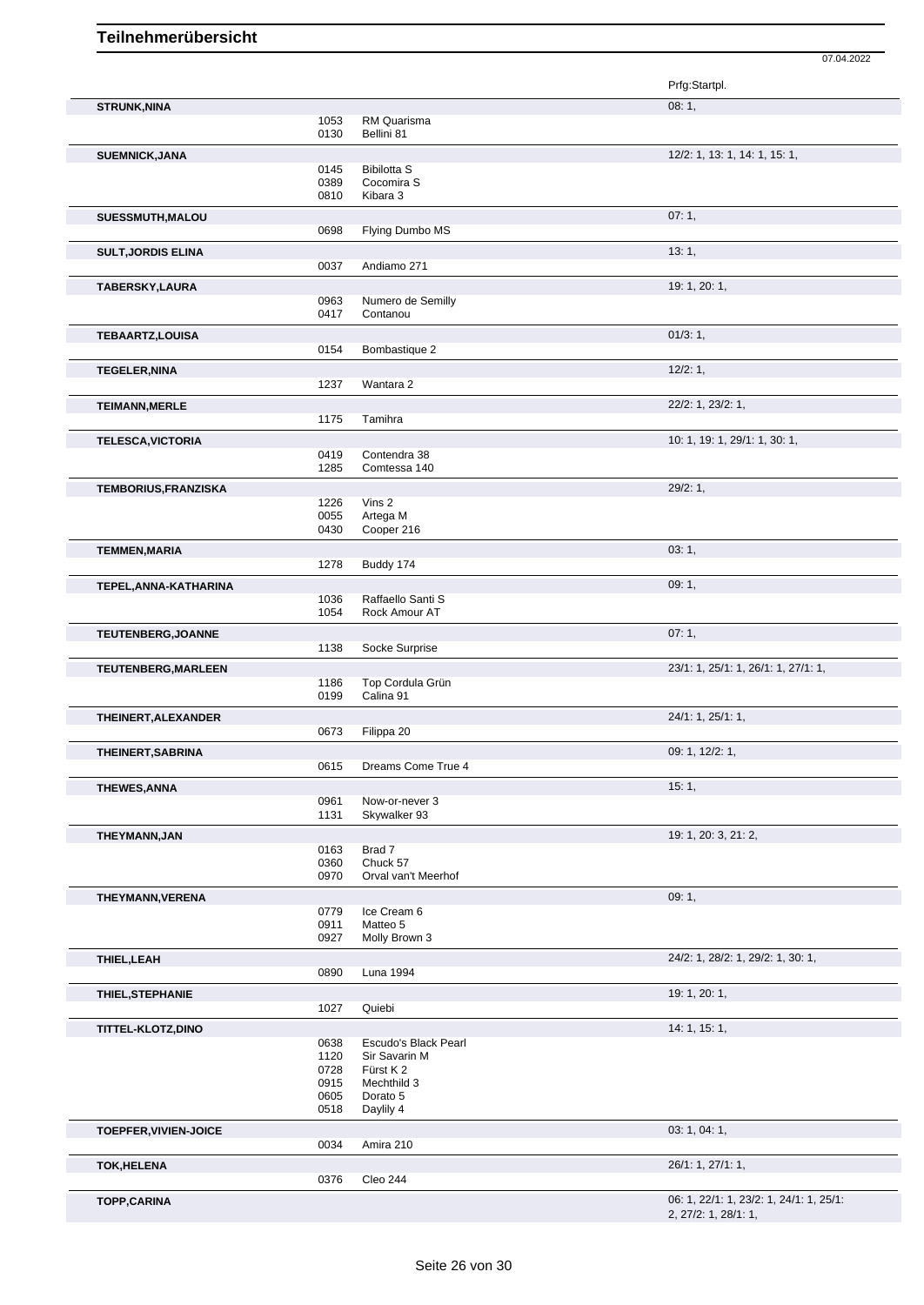# Teilnehmerübersicht

07.04.2022

| Name | Nr. | Pferd | Prfg:Startpl. |
|---|---|---|---|
| **STRUNK,NINA** | | | 08: 1, |
| | 1053 | RM Quarisma | |
| | 0130 | Bellini 81 | |
| **SUEMNICK,JANA** | | | 12/2: 1, 13: 1, 14: 1, 15: 1, |
| | 0145 | Bibilotta S | |
| | 0389 | Cocomira S | |
| | 0810 | Kibara 3 | |
| **SUESSMUTH,MALOU** | | | 07: 1, |
| | 0698 | Flying Dumbo MS | |
| **SULT,JORDIS ELINA** | | | 13: 1, |
| | 0037 | Andiamo 271 | |
| **TABERSKY,LAURA** | | | 19: 1, 20: 1, |
| | 0963 | Numero de Semilly | |
| | 0417 | Contanou | |
| **TEBAARTZ,LOUISA** | | | 01/3: 1, |
| | 0154 | Bombastique 2 | |
| **TEGELER,NINA** | | | 12/2: 1, |
| | 1237 | Wantara 2 | |
| **TEIMANN,MERLE** | | | 22/2: 1, 23/2: 1, |
| | 1175 | Tamihra | |
| **TELESCA,VICTORIA** | | | 10: 1, 19: 1, 29/1: 1, 30: 1, |
| | 0419 | Contendra 38 | |
| | 1285 | Comtessa 140 | |
| **TEMBORIUS,FRANZISKA** | | | 29/2: 1, |
| | 1226 | Vins 2 | |
| | 0055 | Artega M | |
| | 0430 | Cooper 216 | |
| **TEMMEN,MARIA** | | | 03: 1, |
| | 1278 | Buddy 174 | |
| **TEPEL,ANNA-KATHARINA** | | | 09: 1, |
| | 1036 | Raffaello Santi S | |
| | 1054 | Rock Amour AT | |
| **TEUTENBERG,JOANNE** | | | 07: 1, |
| | 1138 | Socke Surprise | |
| **TEUTENBERG,MARLEEN** | | | 23/1: 1, 25/1: 1, 26/1: 1, 27/1: 1, |
| | 1186 | Top Cordula Grün | |
| | 0199 | Calina 91 | |
| **THEINERT,ALEXANDER** | | | 24/1: 1, 25/1: 1, |
| | 0673 | Filippa 20 | |
| **THEINERT,SABRINA** | | | 09: 1, 12/2: 1, |
| | 0615 | Dreams Come True 4 | |
| **THEWES,ANNA** | | | 15: 1, |
| | 0961 | Now-or-never 3 | |
| | 1131 | Skywalker 93 | |
| **THEYMANN,JAN** | | | 19: 1, 20: 3, 21: 2, |
| | 0163 | Brad 7 | |
| | 0360 | Chuck 57 | |
| | 0970 | Orval van't Meerhof | |
| **THEYMANN,VERENA** | | | 09: 1, |
| | 0779 | Ice Cream 6 | |
| | 0911 | Matteo 5 | |
| | 0927 | Molly Brown 3 | |
| **THIEL,LEAH** | | | 24/2: 1, 28/2: 1, 29/2: 1, 30: 1, |
| | 0890 | Luna 1994 | |
| **THIEL,STEPHANIE** | | | 19: 1, 20: 1, |
| | 1027 | Quiebi | |
| **TITTEL-KLOTZ,DINO** | | | 14: 1, 15: 1, |
| | 0638 | Escudo's Black Pearl | |
| | 1120 | Sir Savarin M | |
| | 0728 | Fürst K 2 | |
| | 0915 | Mechthild 3 | |
| | 0605 | Dorato 5 | |
| | 0518 | Daylily 4 | |
| **TOEPFER,VIVIEN-JOICE** | | | 03: 1, 04: 1, |
| | 0034 | Amira 210 | |
| **TOK,HELENA** | | | 26/1: 1, 27/1: 1, |
| | 0376 | Cleo 244 | |
| **TOPP,CARINA** | | | 06: 1, 22/1: 1, 23/2: 1, 24/1: 1, 25/1: 2, 27/2: 1, 28/1: 1, |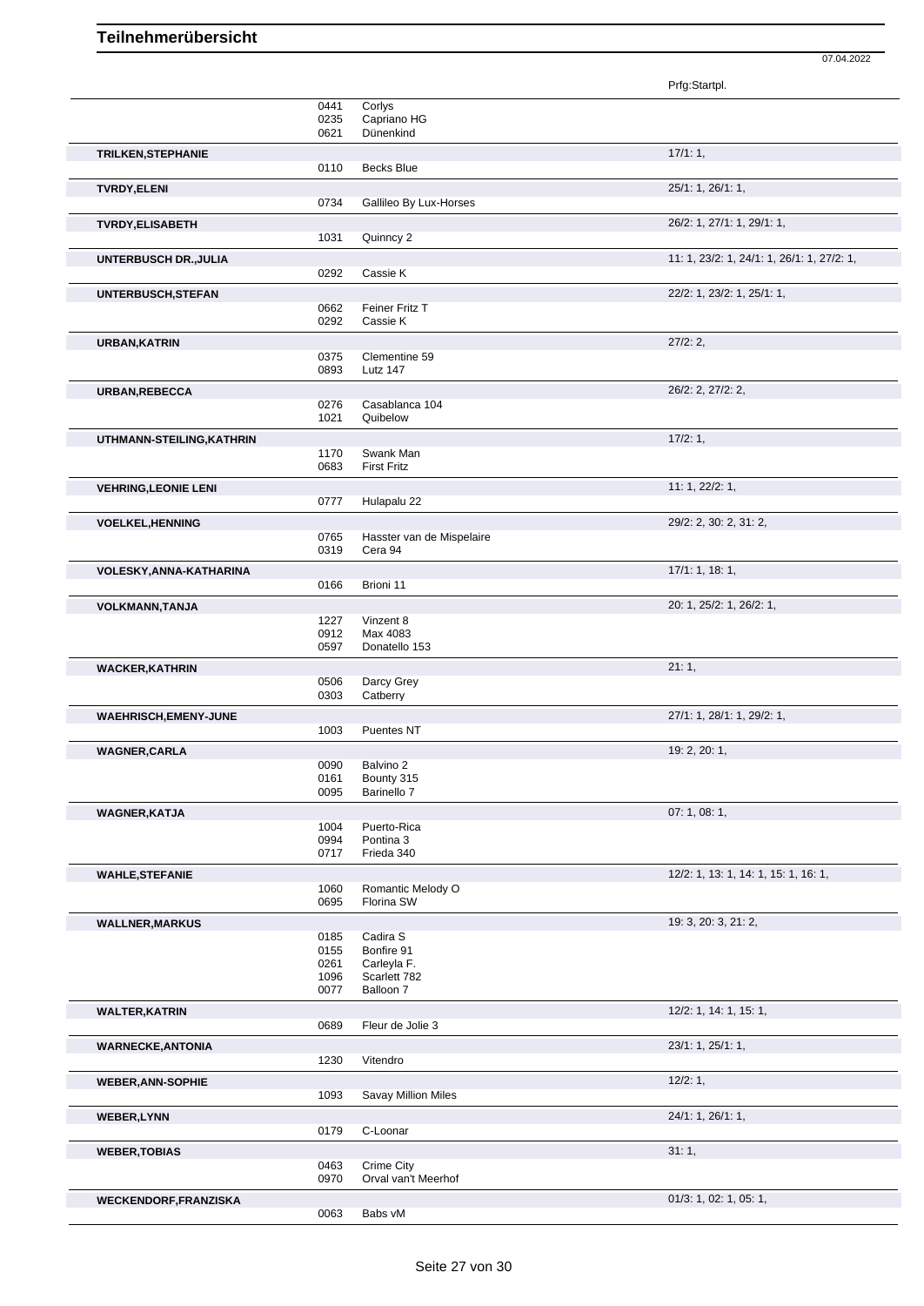# Teilnehmerübersicht

07.04.2022

| Teilnehmer | Nr. | Pferd | Prfg:Startpl. |
|---|---|---|---|
| | 0441 | Corlys | |
| | 0235 | Capriano HG | |
| | 0621 | Dünenkind | |
| **TRILKEN,STEPHANIE** | | | 17/1: 1, |
| | 0110 | Becks Blue | |
| **TVRDY,ELENI** | | | 25/1: 1, 26/1: 1, |
| | 0734 | Gallileo By Lux-Horses | |
| **TVRDY,ELISABETH** | | | 26/2: 1, 27/1: 1, 29/1: 1, |
| | 1031 | Quinncy 2 | |
| **UNTERBUSCH DR.,JULIA** | | | 11: 1, 23/2: 1, 24/1: 1, 26/1: 1, 27/2: 1, |
| | 0292 | Cassie K | |
| **UNTERBUSCH,STEFAN** | | | 22/2: 1, 23/2: 1, 25/1: 1, |
| | 0662 | Feiner Fritz T | |
| | 0292 | Cassie K | |
| **URBAN,KATRIN** | | | 27/2: 2, |
| | 0375 | Clementine 59 | |
| | 0893 | Lutz 147 | |
| **URBAN,REBECCA** | | | 26/2: 2, 27/2: 2, |
| | 0276 | Casablanca 104 | |
| | 1021 | Quibelow | |
| **UTHMANN-STEILING,KATHRIN** | | | 17/2: 1, |
| | 1170 | Swank Man | |
| | 0683 | First Fritz | |
| **VEHRING,LEONIE LENI** | | | 11: 1, 22/2: 1, |
| | 0777 | Hulapalu 22 | |
| **VOELKEL,HENNING** | | | 29/2: 2, 30: 2, 31: 2, |
| | 0765 | Hasster van de Mispelaire | |
| | 0319 | Cera 94 | |
| **VOLESKY,ANNA-KATHARINA** | | | 17/1: 1, 18: 1, |
| | 0166 | Brioni 11 | |
| **VOLKMANN,TANJA** | | | 20: 1, 25/2: 1, 26/2: 1, |
| | 1227 | Vinzent 8 | |
| | 0912 | Max 4083 | |
| | 0597 | Donatello 153 | |
| **WACKER,KATHRIN** | | | 21: 1, |
| | 0506 | Darcy Grey | |
| | 0303 | Catberry | |
| **WAEHRISCH,EMENY-JUNE** | | | 27/1: 1, 28/1: 1, 29/2: 1, |
| | 1003 | Puentes NT | |
| **WAGNER,CARLA** | | | 19: 2, 20: 1, |
| | 0090 | Balvino 2 | |
| | 0161 | Bounty 315 | |
| | 0095 | Barinello 7 | |
| **WAGNER,KATJA** | | | 07: 1, 08: 1, |
| | 1004 | Puerto-Rica | |
| | 0994 | Pontina 3 | |
| | 0717 | Frieda 340 | |
| **WAHLE,STEFANIE** | | | 12/2: 1, 13: 1, 14: 1, 15: 1, 16: 1, |
| | 1060 | Romantic Melody O | |
| | 0695 | Florina SW | |
| **WALLNER,MARKUS** | | | 19: 3, 20: 3, 21: 2, |
| | 0185 | Cadira S | |
| | 0155 | Bonfire 91 | |
| | 0261 | Carleyla F. | |
| | 1096 | Scarlett 782 | |
| | 0077 | Balloon 7 | |
| **WALTER,KATRIN** | | | 12/2: 1, 14: 1, 15: 1, |
| | 0689 | Fleur de Jolie 3 | |
| **WARNECKE,ANTONIA** | | | 23/1: 1, 25/1: 1, |
| | 1230 | Vitendro | |
| **WEBER,ANN-SOPHIE** | | | 12/2: 1, |
| | 1093 | Savay Million Miles | |
| **WEBER,LYNN** | | | 24/1: 1, 26/1: 1, |
| | 0179 | C-Loonar | |
| **WEBER,TOBIAS** | | | 31: 1, |
| | 0463 | Crime City | |
| | 0970 | Orval van't Meerhof | |
| **WECKENDORF,FRANZISKA** | | | 01/3: 1, 02: 1, 05: 1, |
| | 0063 | Babs vM | |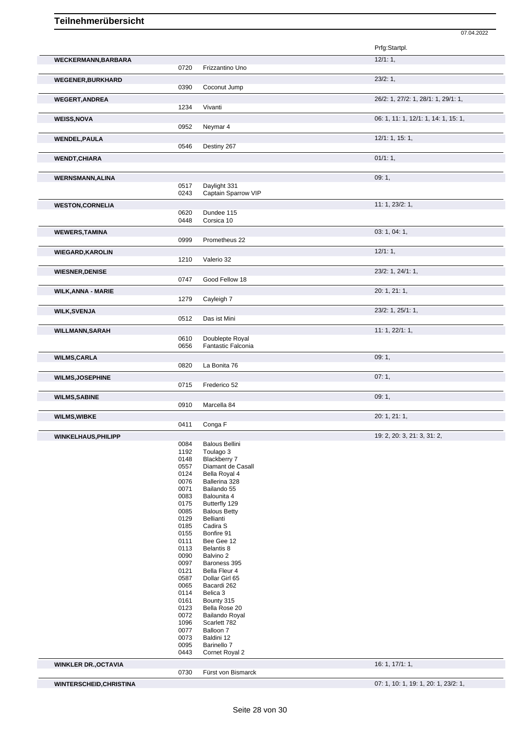# Teilnehmerübersicht

07.04.2022

| Name | Nr. | Pferd | Prfg:Startpl. |
|---|---|---|---|
| **WECKERMANN,BARBARA** | | | 12/1: 1, |
| | 0720 | Frizzantino Uno | |
| **WEGENER,BURKHARD** | | | 23/2: 1, |
| | 0390 | Coconut Jump | |
| **WEGERT,ANDREA** | | | 26/2: 1, 27/2: 1, 28/1: 1, 29/1: 1, |
| | 1234 | Vivanti | |
| **WEISS,NOVA** | | | 06: 1, 11: 1, 12/1: 1, 14: 1, 15: 1, |
| | 0952 | Neymar 4 | |
| **WENDEL,PAULA** | | | 12/1: 1, 15: 1, |
| | 0546 | Destiny 267 | |
| **WENDT,CHIARA** | | | 01/1: 1, |
| **WERNSMANN,ALINA** | | | 09: 1, |
| | 0517 | Daylight 331 | |
| | 0243 | Captain Sparrow VIP | |
| **WESTON,CORNELIA** | | | 11: 1, 23/2: 1, |
| | 0620 | Dundee 115 | |
| | 0448 | Corsica 10 | |
| **WEWERS,TAMINA** | | | 03: 1, 04: 1, |
| | 0999 | Prometheus 22 | |
| **WIEGARD,KAROLIN** | | | 12/1: 1, |
| | 1210 | Valerio 32 | |
| **WIESNER,DENISE** | | | 23/2: 1, 24/1: 1, |
| | 0747 | Good Fellow 18 | |
| **WILK,ANNA - MARIE** | | | 20: 1, 21: 1, |
| | 1279 | Cayleigh 7 | |
| **WILK,SVENJA** | | | 23/2: 1, 25/1: 1, |
| | 0512 | Das ist Mini | |
| **WILLMANN,SARAH** | | | 11: 1, 22/1: 1, |
| | 0610 | Doublepte Royal | |
| | 0656 | Fantastic Falconia | |
| **WILMS,CARLA** | | | 09: 1, |
| | 0820 | La Bonita 76 | |
| **WILMS,JOSEPHINE** | | | 07: 1, |
| | 0715 | Frederico 52 | |
| **WILMS,SABINE** | | | 09: 1, |
| | 0910 | Marcella 84 | |
| **WILMS,WIBKE** | | | 20: 1, 21: 1, |
| | 0411 | Conga F | |
| **WINKELHAUS,PHILIPP** | | | 19: 2, 20: 3, 21: 3, 31: 2, |
| | 0084 | Balous Bellini | |
| | 1192 | Toulago 3 | |
| | 0148 | Blackberry 7 | |
| | 0557 | Diamant de Casall | |
| | 0124 | Bella Royal 4 | |
| | 0076 | Ballerina 328 | |
| | 0071 | Bailando 55 | |
| | 0083 | Balounita 4 | |
| | 0175 | Butterfly 129 | |
| | 0085 | Balous Betty | |
| | 0129 | Bellianti | |
| | 0185 | Cadira S | |
| | 0155 | Bonfire 91 | |
| | 0111 | Bee Gee 12 | |
| | 0113 | Belantis 8 | |
| | 0090 | Balvino 2 | |
| | 0097 | Baroness 395 | |
| | 0121 | Bella Fleur 4 | |
| | 0587 | Dollar Girl 65 | |
| | 0065 | Bacardi 262 | |
| | 0114 | Belica 3 | |
| | 0161 | Bounty 315 | |
| | 0123 | Bella Rose 20 | |
| | 0072 | Bailando Royal | |
| | 1096 | Scarlett 782 | |
| | 0077 | Balloon 7 | |
| | 0073 | Baldini 12 | |
| | 0095 | Barinello 7 | |
| | 0443 | Cornet Royal 2 | |
| **WINKLER DR.,OCTAVIA** | | | 16: 1, 17/1: 1, |
| | 0730 | Fürst von Bismarck | |
| **WINTERSCHEID,CHRISTINA** | | | 07: 1, 10: 1, 19: 1, 20: 1, 23/2: 1, |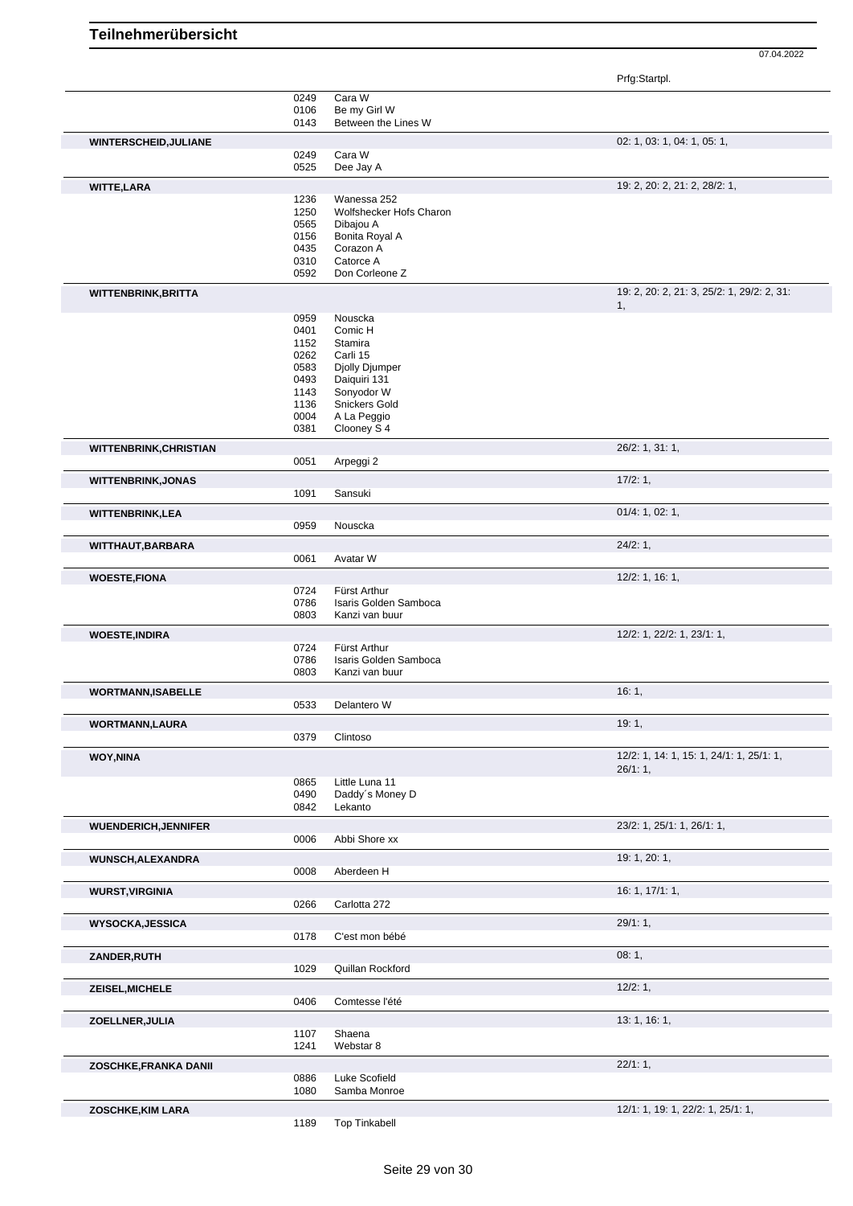# Teilnehmerübersicht

07.04.2022

| Teilnehmer | Nr. | Pferd | Prfg:Startpl. |
|---|---|---|---|
| | 0249 | Cara W | |
| | 0106 | Be my Girl W | |
| | 0143 | Between the Lines W | |
| **WINTERSCHEID,JULIANE** | | | 02: 1, 03: 1, 04: 1, 05: 1, |
| | 0249 | Cara W | |
| | 0525 | Dee Jay A | |
| **WITTE,LARA** | | | 19: 2, 20: 2, 21: 2, 28/2: 1, |
| | 1236 | Wanessa 252 | |
| | 1250 | Wolfshecker Hofs Charon | |
| | 0565 | Dibajou A | |
| | 0156 | Bonita Royal A | |
| | 0435 | Corazon A | |
| | 0310 | Catorce A | |
| | 0592 | Don Corleone Z | |
| **WITTENBRINK,BRITTA** | | | 19: 2, 20: 2, 21: 3, 25/2: 1, 29/2: 2, 31: 1, |
| | 0959 | Nouscka | |
| | 0401 | Comic H | |
| | 1152 | Stamira | |
| | 0262 | Carli 15 | |
| | 0583 | Djolly Djumper | |
| | 0493 | Daiquiri 131 | |
| | 1143 | Sonyodor W | |
| | 1136 | Snickers Gold | |
| | 0004 | A La Peggio | |
| | 0381 | Clooney S 4 | |
| **WITTENBRINK,CHRISTIAN** | | | 26/2: 1, 31: 1, |
| | 0051 | Arpeggi 2 | |
| **WITTENBRINK,JONAS** | | | 17/2: 1, |
| | 1091 | Sansuki | |
| **WITTENBRINK,LEA** | | | 01/4: 1, 02: 1, |
| | 0959 | Nouscka | |
| **WITTHAUT,BARBARA** | | | 24/2: 1, |
| | 0061 | Avatar W | |
| **WOESTE,FIONA** | | | 12/2: 1, 16: 1, |
| | 0724 | Fürst Arthur | |
| | 0786 | Isaris Golden Samboca | |
| | 0803 | Kanzi van buur | |
| **WOESTE,INDIRA** | | | 12/2: 1, 22/2: 1, 23/1: 1, |
| | 0724 | Fürst Arthur | |
| | 0786 | Isaris Golden Samboca | |
| | 0803 | Kanzi van buur | |
| **WORTMANN,ISABELLE** | | | 16: 1, |
| | 0533 | Delantero W | |
| **WORTMANN,LAURA** | | | 19: 1, |
| | 0379 | Clintoso | |
| **WOY,NINA** | | | 12/2: 1, 14: 1, 15: 1, 24/1: 1, 25/1: 1, 26/1: 1, |
| | 0865 | Little Luna 11 | |
| | 0490 | Daddy´s Money D | |
| | 0842 | Lekanto | |
| **WUENDERICH,JENNIFER** | | | 23/2: 1, 25/1: 1, 26/1: 1, |
| | 0006 | Abbi Shore xx | |
| **WUNSCH,ALEXANDRA** | | | 19: 1, 20: 1, |
| | 0008 | Aberdeen H | |
| **WURST,VIRGINIA** | | | 16: 1, 17/1: 1, |
| | 0266 | Carlotta 272 | |
| **WYSOCKA,JESSICA** | | | 29/1: 1, |
| | 0178 | C'est mon bébé | |
| **ZANDER,RUTH** | | | 08: 1, |
| | 1029 | Quillan Rockford | |
| **ZEISEL,MICHELE** | | | 12/2: 1, |
| | 0406 | Comtesse l'été | |
| **ZOELLNER,JULIA** | | | 13: 1, 16: 1, |
| | 1107 | Shaena | |
| | 1241 | Webstar 8 | |
| **ZOSCHKE,FRANKA DANII** | | | 22/1: 1, |
| | 0886 | Luke Scofield | |
| | 1080 | Samba Monroe | |
| **ZOSCHKE,KIM LARA** | | | 12/1: 1, 19: 1, 22/2: 1, 25/1: 1, |
| | 1189 | Top Tinkabell | |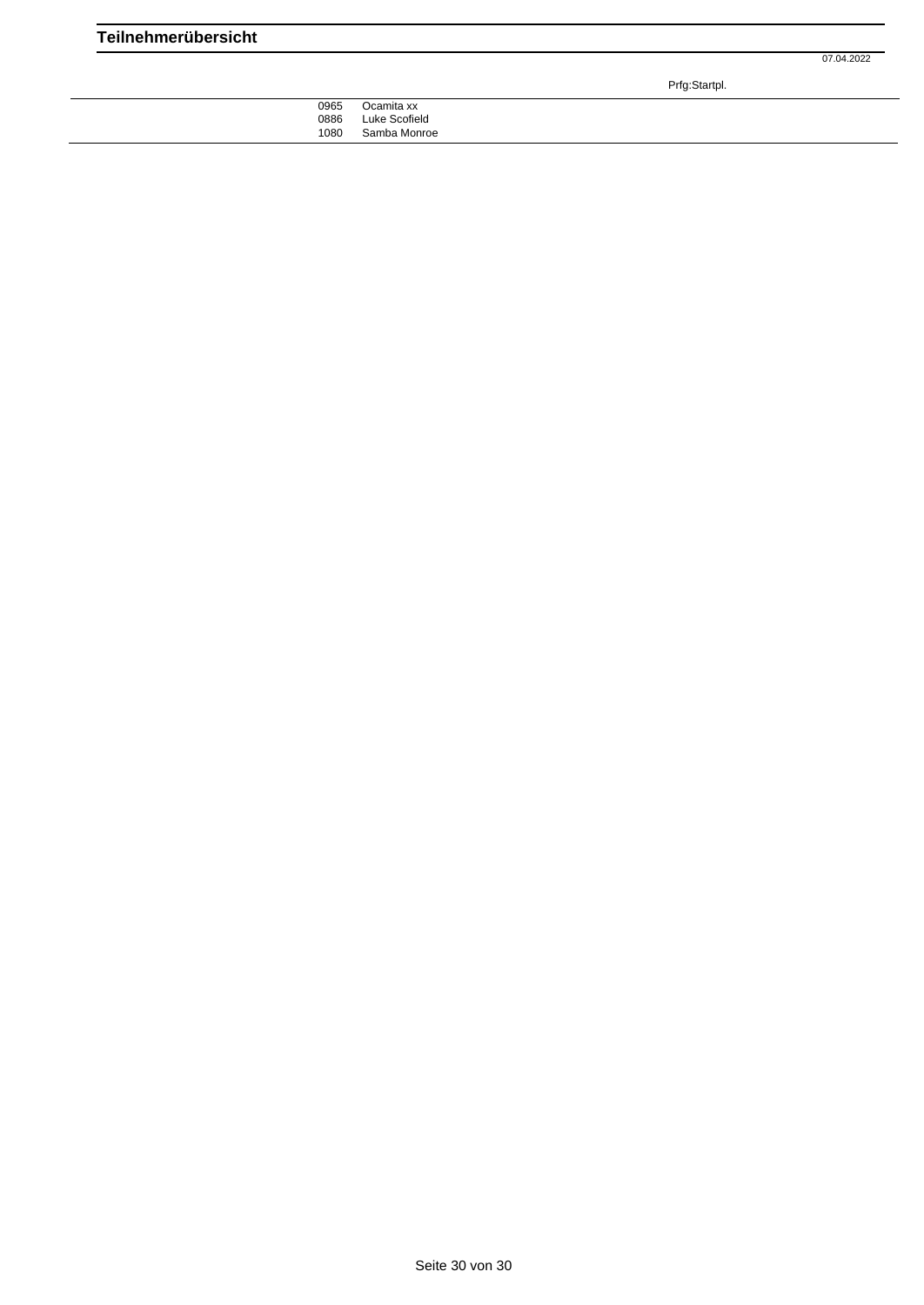**Teilnehmerübersicht**

07.04.2022

Prfg:Startpl.

| | |
|---|---|
| 0965 | Ocamita xx |
| 0886 | Luke Scofield |
| 1080 | Samba Monroe |